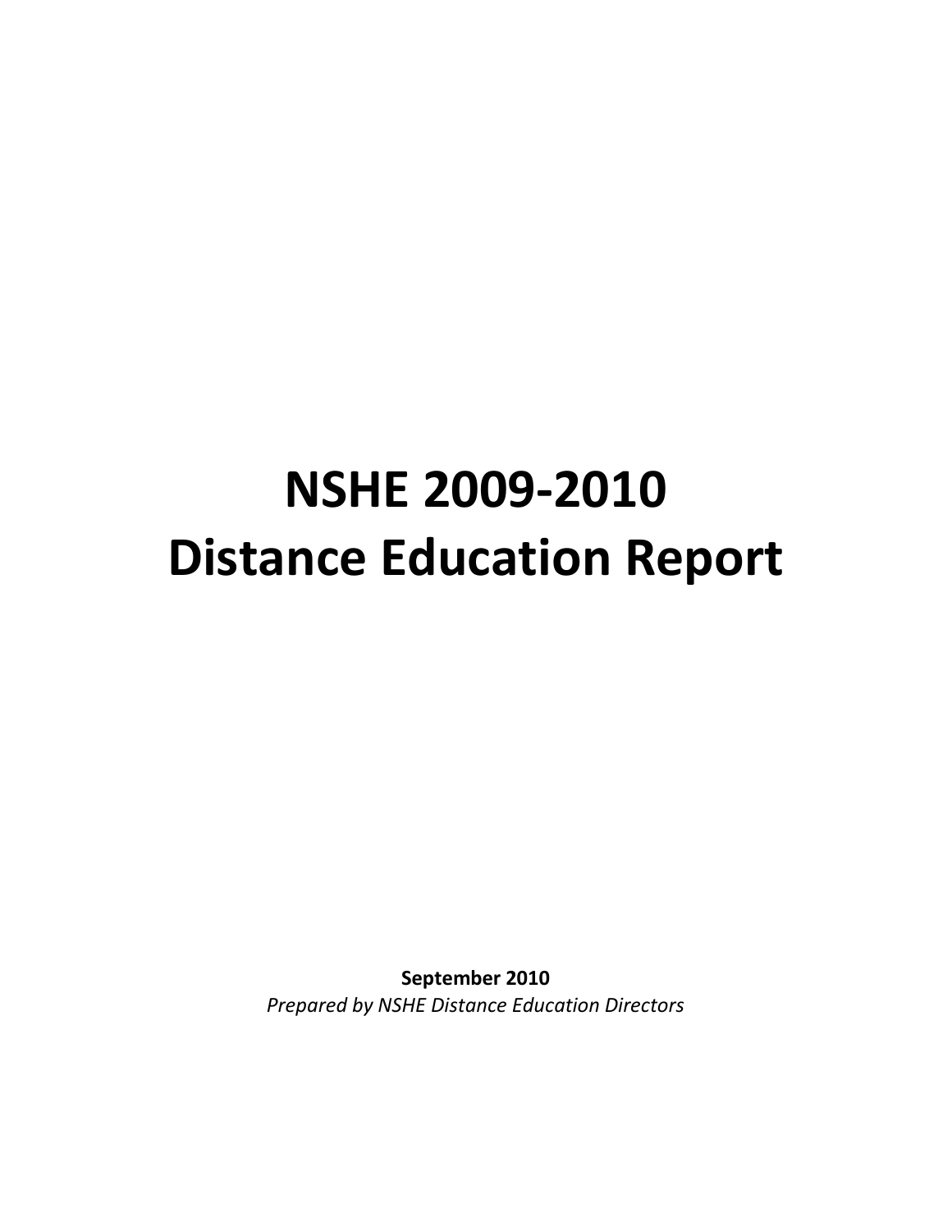# NSHE 2009-2010
# Distance Education Report

**September 2010**

*Prepared by NSHE Distance Education Directors*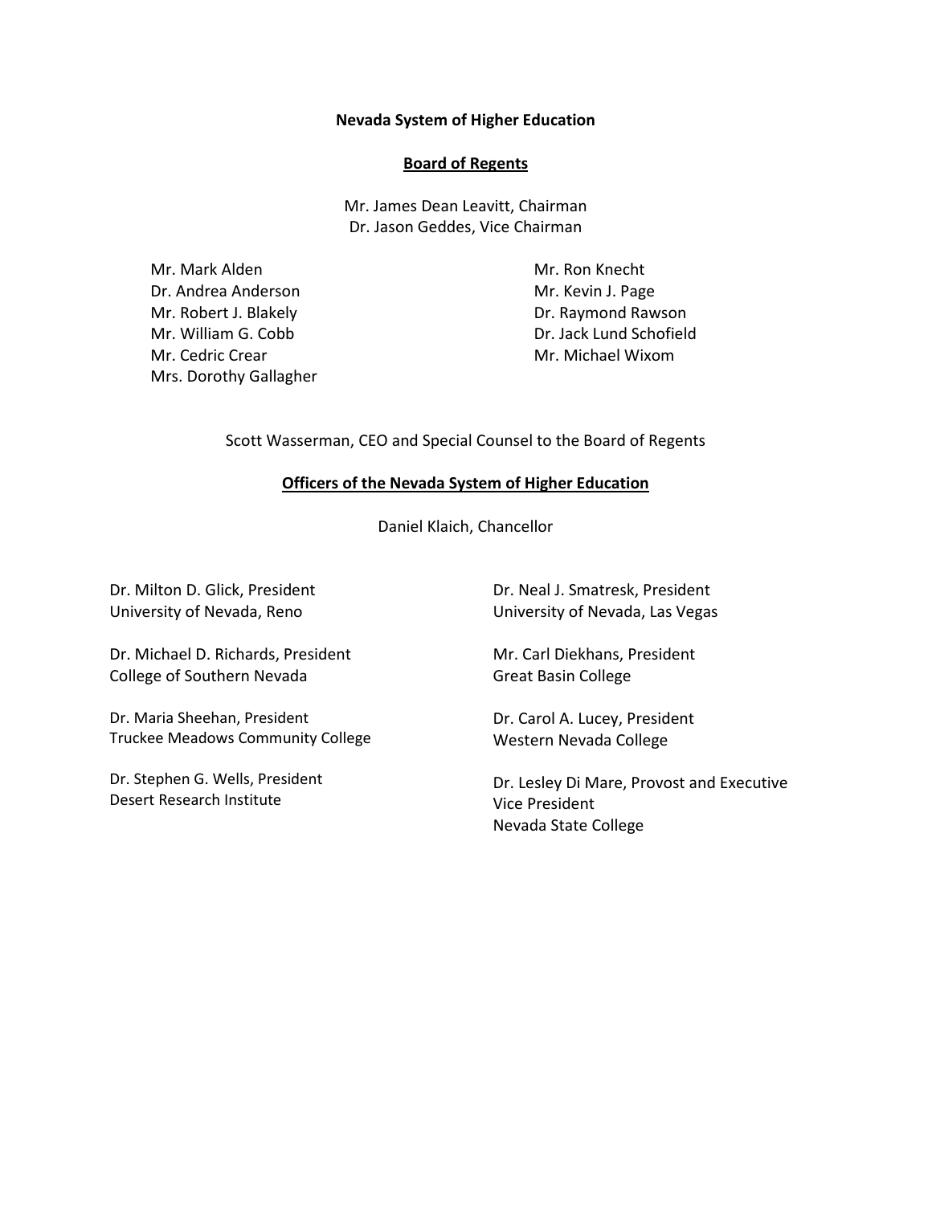**Nevada System of Higher Education**

## Board of Regents

Mr. James Dean Leavitt, Chairman
Dr. Jason Geddes, Vice Chairman

Mr. Mark Alden
Dr. Andrea Anderson
Mr. Robert J. Blakely
Mr. William G. Cobb
Mr. Cedric Crear
Mrs. Dorothy Gallagher
Mr. Ron Knecht
Mr. Kevin J. Page
Dr. Raymond Rawson
Dr. Jack Lund Schofield
Mr. Michael Wixom

Scott Wasserman, CEO and Special Counsel to the Board of Regents

## Officers of the Nevada System of Higher Education

Daniel Klaich, Chancellor

Dr. Milton D. Glick, President
University of Nevada, Reno

Dr. Neal J. Smatresk, President
University of Nevada, Las Vegas

Dr. Michael D. Richards, President
College of Southern Nevada

Mr. Carl Diekhans, President
Great Basin College

Dr. Maria Sheehan, President
Truckee Meadows Community College

Dr. Carol A. Lucey, President
Western Nevada College

Dr. Stephen G. Wells, President
Desert Research Institute

Dr. Lesley Di Mare, Provost and Executive Vice President
Nevada State College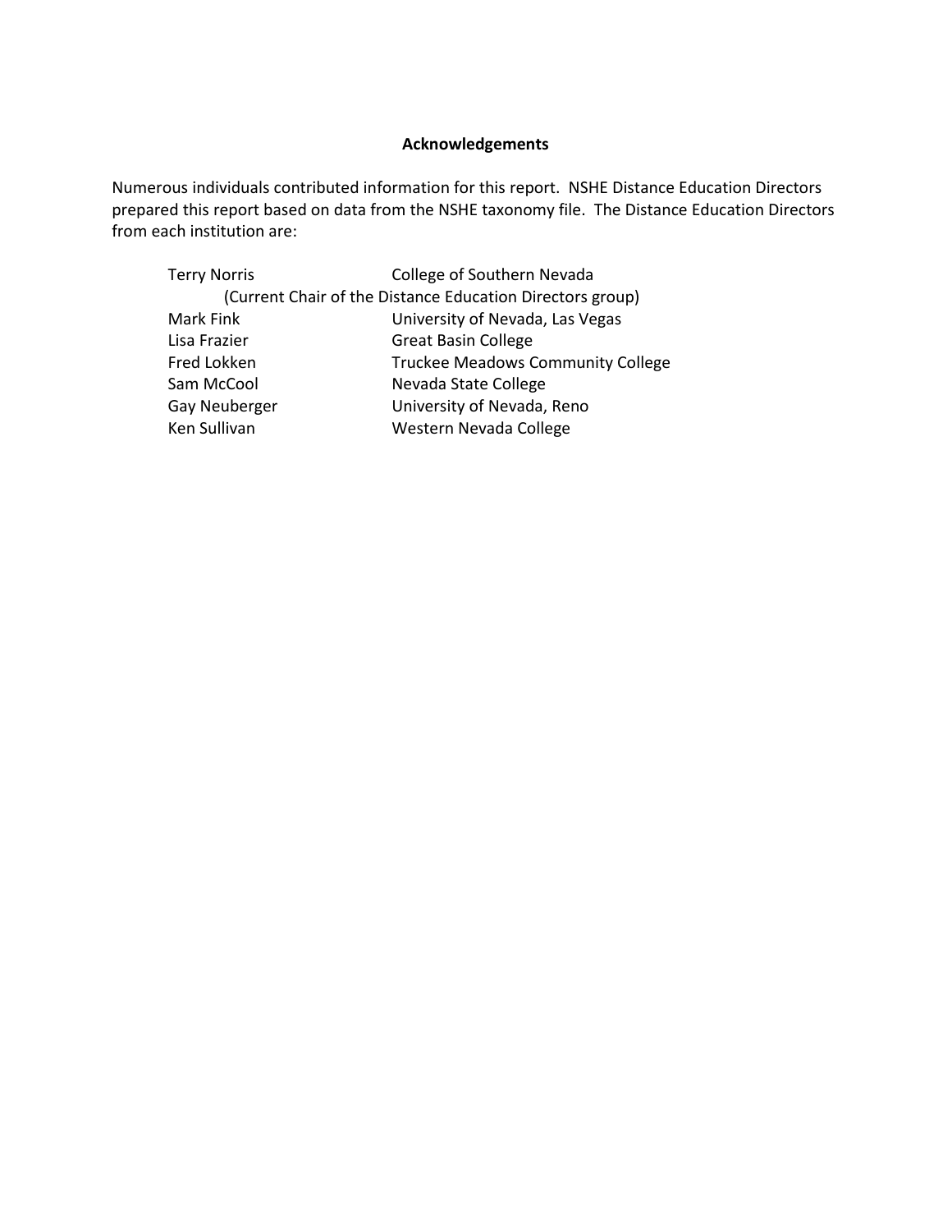## Acknowledgements

Numerous individuals contributed information for this report. NSHE Distance Education Directors prepared this report based on data from the NSHE taxonomy file. The Distance Education Directors from each institution are:

| | |
|---|---|
| Terry Norris | College of Southern Nevada |
| (Current Chair of the Distance Education Directors group) | |
| Mark Fink | University of Nevada, Las Vegas |
| Lisa Frazier | Great Basin College |
| Fred Lokken | Truckee Meadows Community College |
| Sam McCool | Nevada State College |
| Gay Neuberger | University of Nevada, Reno |
| Ken Sullivan | Western Nevada College |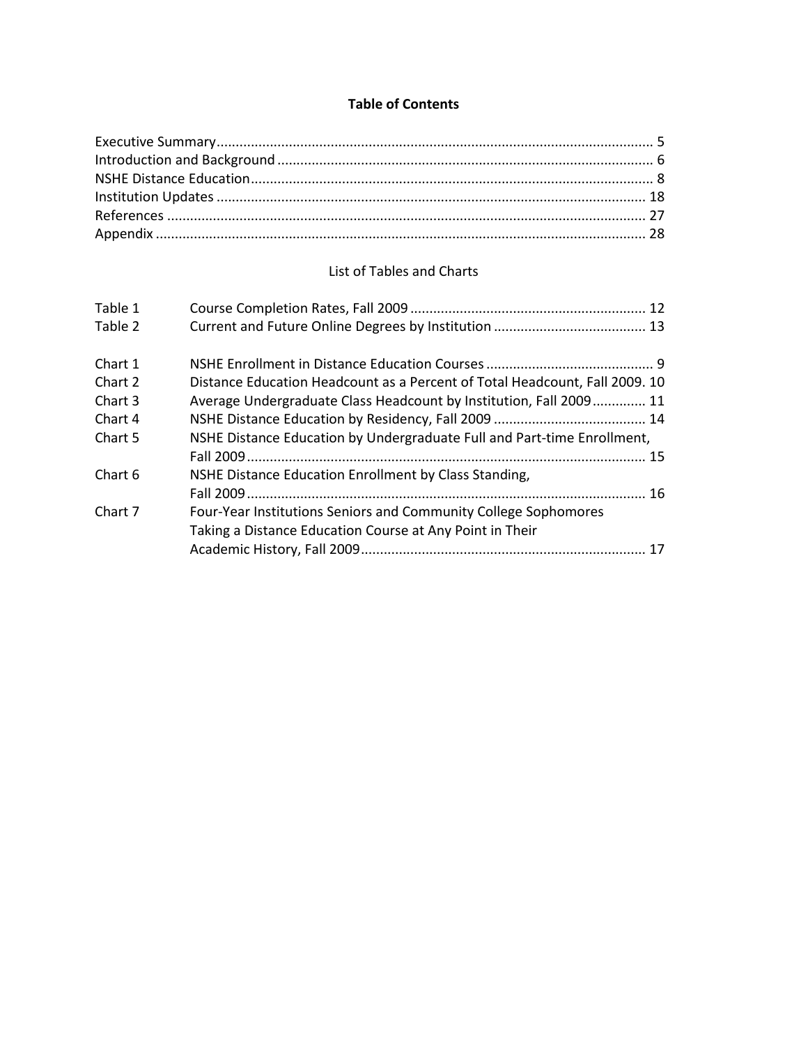# Table of Contents

| | |
|---|---|
| Executive Summary | 5 |
| Introduction and Background | 6 |
| NSHE Distance Education | 8 |
| Institution Updates | 18 |
| References | 27 |
| Appendix | 28 |

## List of Tables and Charts

| | | |
|---|---|---|
| Table 1 | Course Completion Rates, Fall 2009 | 12 |
| Table 2 | Current and Future Online Degrees by Institution | 13 |
| Chart 1 | NSHE Enrollment in Distance Education Courses | 9 |
| Chart 2 | Distance Education Headcount as a Percent of Total Headcount, Fall 2009 | 10 |
| Chart 3 | Average Undergraduate Class Headcount by Institution, Fall 2009 | 11 |
| Chart 4 | NSHE Distance Education by Residency, Fall 2009 | 14 |
| Chart 5 | NSHE Distance Education by Undergraduate Full and Part-time Enrollment, Fall 2009 | 15 |
| Chart 6 | NSHE Distance Education Enrollment by Class Standing, Fall 2009 | 16 |
| Chart 7 | Four-Year Institutions Seniors and Community College Sophomores Taking a Distance Education Course at Any Point in Their Academic History, Fall 2009 | 17 |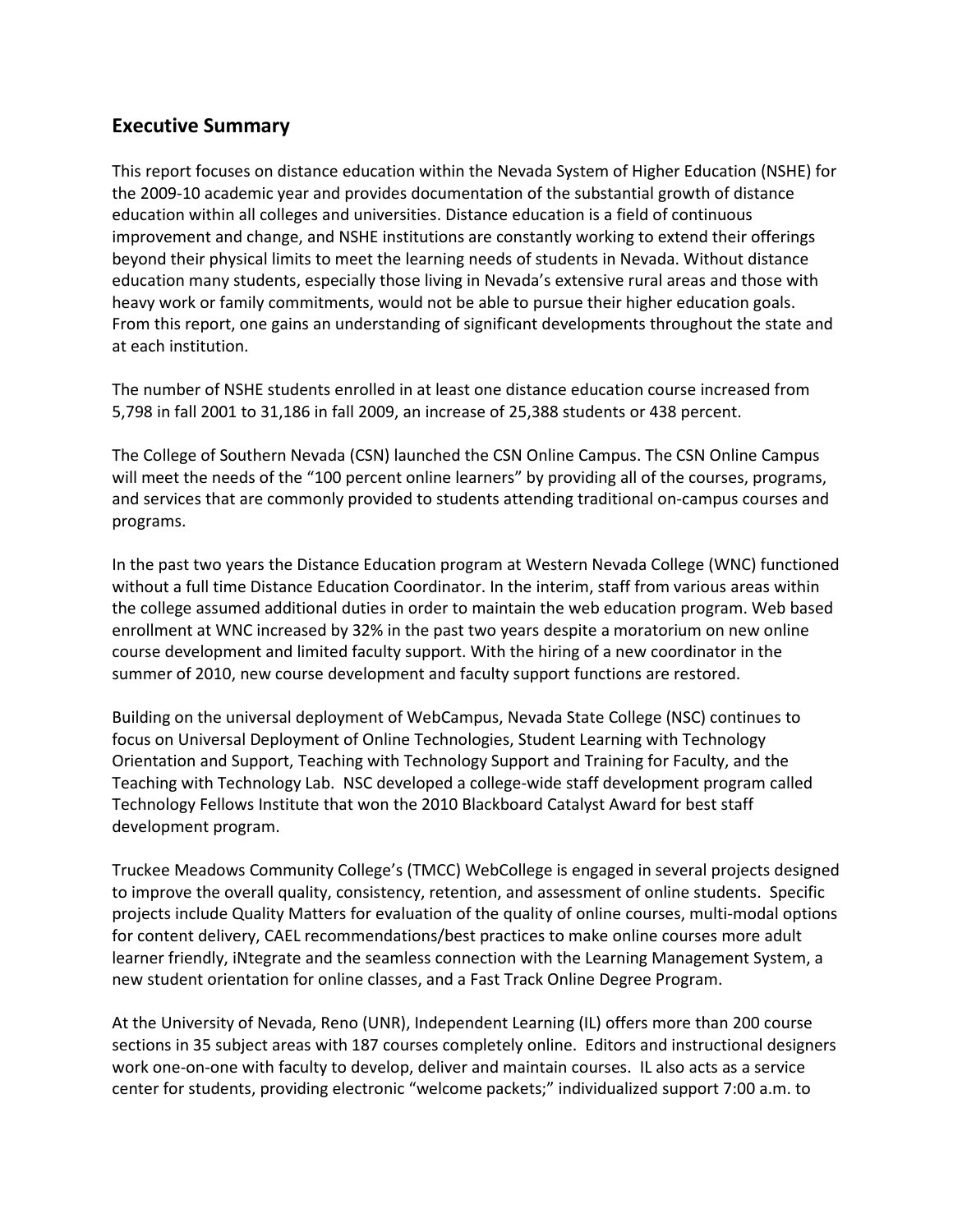## Executive Summary

This report focuses on distance education within the Nevada System of Higher Education (NSHE) for the 2009-10 academic year and provides documentation of the substantial growth of distance education within all colleges and universities. Distance education is a field of continuous improvement and change, and NSHE institutions are constantly working to extend their offerings beyond their physical limits to meet the learning needs of students in Nevada. Without distance education many students, especially those living in Nevada's extensive rural areas and those with heavy work or family commitments, would not be able to pursue their higher education goals. From this report, one gains an understanding of significant developments throughout the state and at each institution.

The number of NSHE students enrolled in at least one distance education course increased from 5,798 in fall 2001 to 31,186 in fall 2009, an increase of 25,388 students or 438 percent.

The College of Southern Nevada (CSN) launched the CSN Online Campus. The CSN Online Campus will meet the needs of the "100 percent online learners" by providing all of the courses, programs, and services that are commonly provided to students attending traditional on-campus courses and programs.

In the past two years the Distance Education program at Western Nevada College (WNC) functioned without a full time Distance Education Coordinator. In the interim, staff from various areas within the college assumed additional duties in order to maintain the web education program. Web based enrollment at WNC increased by 32% in the past two years despite a moratorium on new online course development and limited faculty support. With the hiring of a new coordinator in the summer of 2010, new course development and faculty support functions are restored.

Building on the universal deployment of WebCampus, Nevada State College (NSC) continues to focus on Universal Deployment of Online Technologies, Student Learning with Technology Orientation and Support, Teaching with Technology Support and Training for Faculty, and the Teaching with Technology Lab. NSC developed a college-wide staff development program called Technology Fellows Institute that won the 2010 Blackboard Catalyst Award for best staff development program.

Truckee Meadows Community College's (TMCC) WebCollege is engaged in several projects designed to improve the overall quality, consistency, retention, and assessment of online students. Specific projects include Quality Matters for evaluation of the quality of online courses, multi-modal options for content delivery, CAEL recommendations/best practices to make online courses more adult learner friendly, iNtegrate and the seamless connection with the Learning Management System, a new student orientation for online classes, and a Fast Track Online Degree Program.

At the University of Nevada, Reno (UNR), Independent Learning (IL) offers more than 200 course sections in 35 subject areas with 187 courses completely online. Editors and instructional designers work one-on-one with faculty to develop, deliver and maintain courses. IL also acts as a service center for students, providing electronic "welcome packets;" individualized support 7:00 a.m. to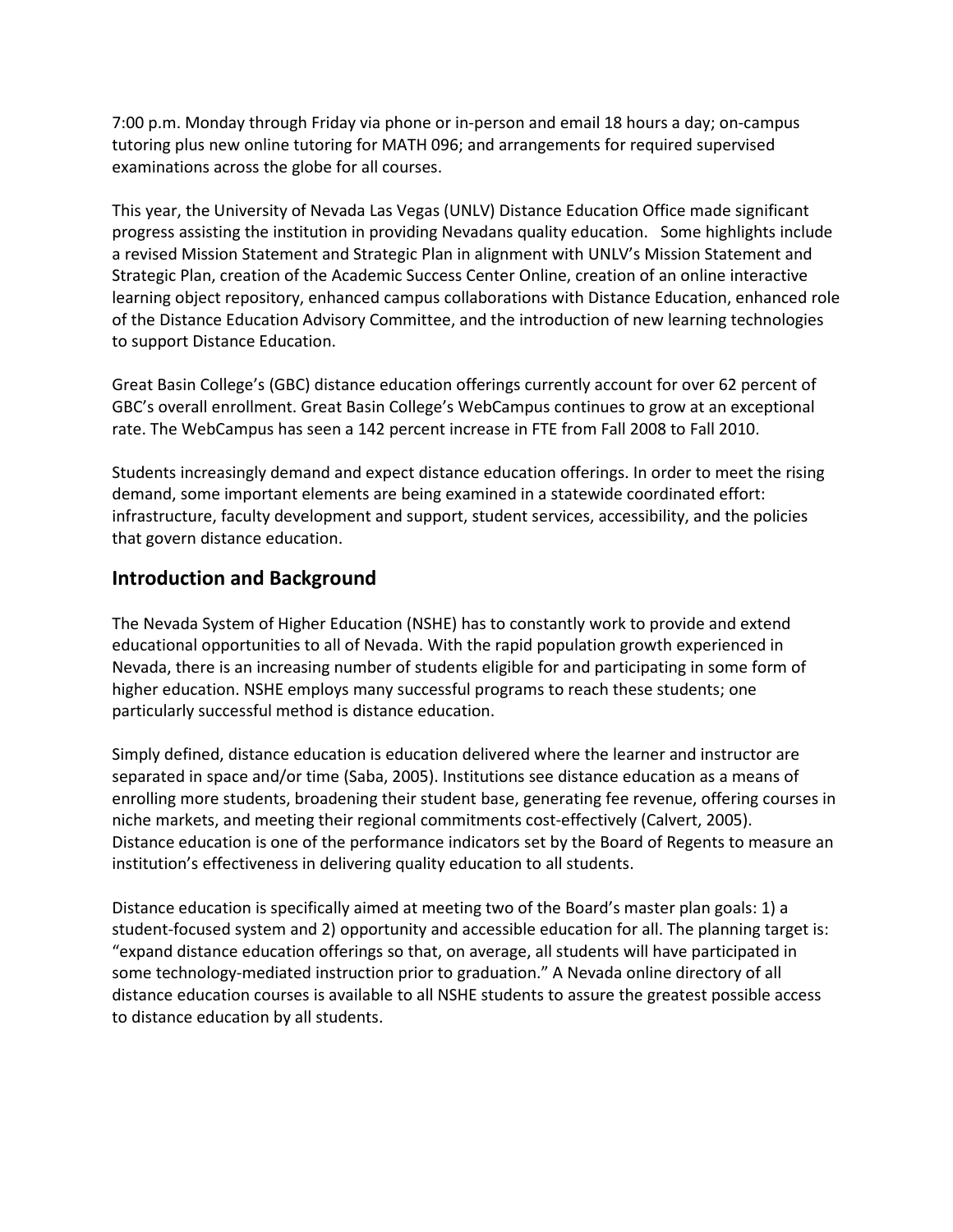7:00 p.m. Monday through Friday via phone or in-person and email 18 hours a day; on-campus tutoring plus new online tutoring for MATH 096; and arrangements for required supervised examinations across the globe for all courses.

This year, the University of Nevada Las Vegas (UNLV) Distance Education Office made significant progress assisting the institution in providing Nevadans quality education. Some highlights include a revised Mission Statement and Strategic Plan in alignment with UNLV's Mission Statement and Strategic Plan, creation of the Academic Success Center Online, creation of an online interactive learning object repository, enhanced campus collaborations with Distance Education, enhanced role of the Distance Education Advisory Committee, and the introduction of new learning technologies to support Distance Education.

Great Basin College's (GBC) distance education offerings currently account for over 62 percent of GBC's overall enrollment. Great Basin College's WebCampus continues to grow at an exceptional rate. The WebCampus has seen a 142 percent increase in FTE from Fall 2008 to Fall 2010.

Students increasingly demand and expect distance education offerings. In order to meet the rising demand, some important elements are being examined in a statewide coordinated effort: infrastructure, faculty development and support, student services, accessibility, and the policies that govern distance education.

## Introduction and Background

The Nevada System of Higher Education (NSHE) has to constantly work to provide and extend educational opportunities to all of Nevada. With the rapid population growth experienced in Nevada, there is an increasing number of students eligible for and participating in some form of higher education. NSHE employs many successful programs to reach these students; one particularly successful method is distance education.

Simply defined, distance education is education delivered where the learner and instructor are separated in space and/or time (Saba, 2005). Institutions see distance education as a means of enrolling more students, broadening their student base, generating fee revenue, offering courses in niche markets, and meeting their regional commitments cost-effectively (Calvert, 2005). Distance education is one of the performance indicators set by the Board of Regents to measure an institution's effectiveness in delivering quality education to all students.

Distance education is specifically aimed at meeting two of the Board's master plan goals: 1) a student-focused system and 2) opportunity and accessible education for all. The planning target is: "expand distance education offerings so that, on average, all students will have participated in some technology-mediated instruction prior to graduation." A Nevada online directory of all distance education courses is available to all NSHE students to assure the greatest possible access to distance education by all students.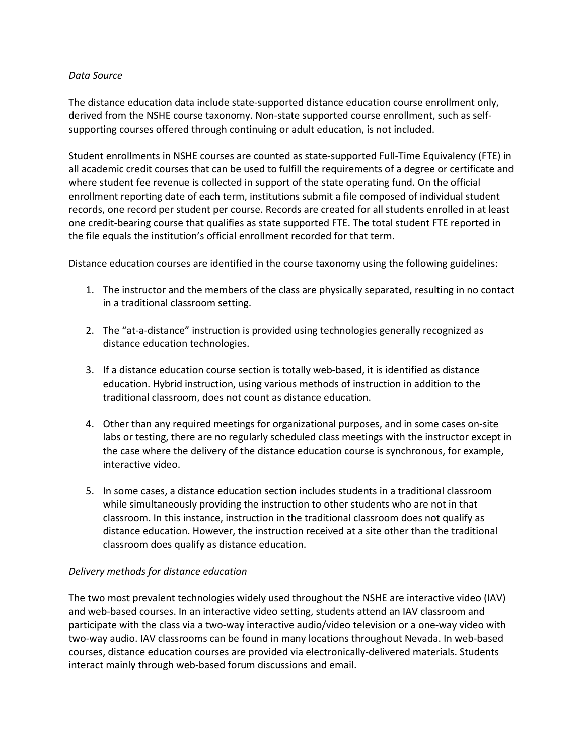*Data Source*

The distance education data include state-supported distance education course enrollment only, derived from the NSHE course taxonomy. Non-state supported course enrollment, such as self-supporting courses offered through continuing or adult education, is not included.

Student enrollments in NSHE courses are counted as state-supported Full-Time Equivalency (FTE) in all academic credit courses that can be used to fulfill the requirements of a degree or certificate and where student fee revenue is collected in support of the state operating fund. On the official enrollment reporting date of each term, institutions submit a file composed of individual student records, one record per student per course. Records are created for all students enrolled in at least one credit-bearing course that qualifies as state supported FTE. The total student FTE reported in the file equals the institution's official enrollment recorded for that term.

Distance education courses are identified in the course taxonomy using the following guidelines:

1. The instructor and the members of the class are physically separated, resulting in no contact in a traditional classroom setting.

2. The "at-a-distance" instruction is provided using technologies generally recognized as distance education technologies.

3. If a distance education course section is totally web-based, it is identified as distance education. Hybrid instruction, using various methods of instruction in addition to the traditional classroom, does not count as distance education.

4. Other than any required meetings for organizational purposes, and in some cases on-site labs or testing, there are no regularly scheduled class meetings with the instructor except in the case where the delivery of the distance education course is synchronous, for example, interactive video.

5. In some cases, a distance education section includes students in a traditional classroom while simultaneously providing the instruction to other students who are not in that classroom. In this instance, instruction in the traditional classroom does not qualify as distance education. However, the instruction received at a site other than the traditional classroom does qualify as distance education.

*Delivery methods for distance education*

The two most prevalent technologies widely used throughout the NSHE are interactive video (IAV) and web-based courses. In an interactive video setting, students attend an IAV classroom and participate with the class via a two-way interactive audio/video television or a one-way video with two-way audio. IAV classrooms can be found in many locations throughout Nevada. In web-based courses, distance education courses are provided via electronically-delivered materials. Students interact mainly through web-based forum discussions and email.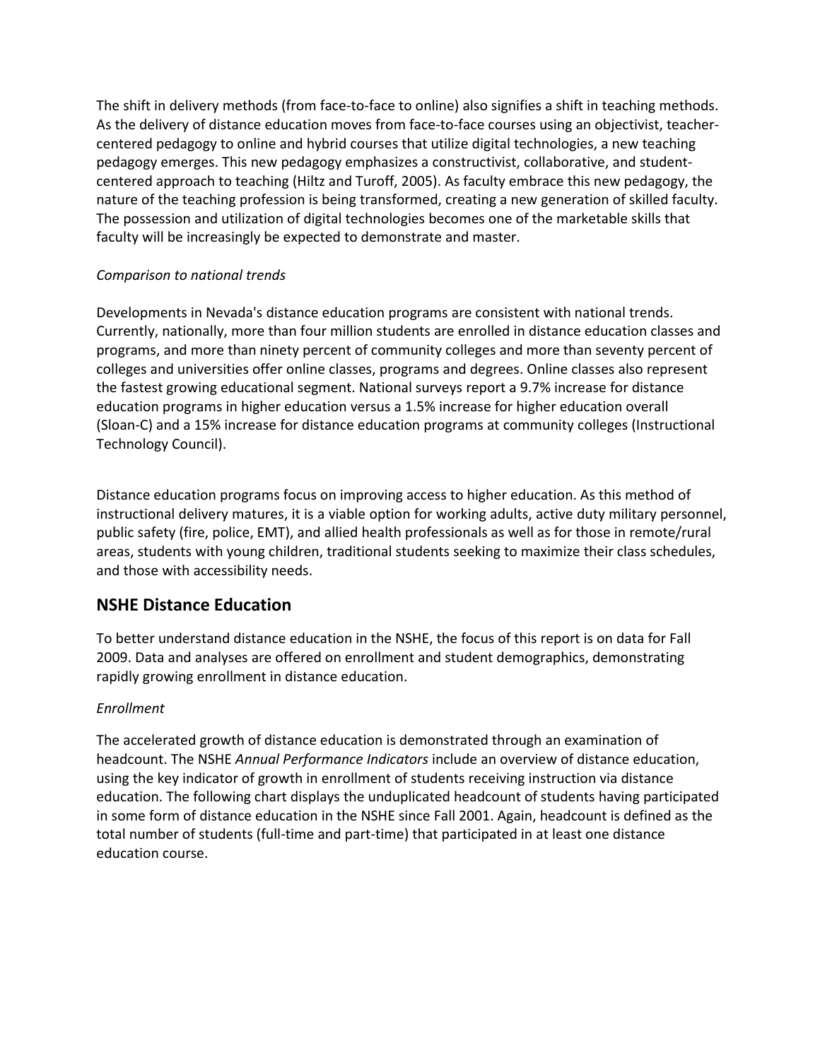The shift in delivery methods (from face-to-face to online) also signifies a shift in teaching methods. As the delivery of distance education moves from face-to-face courses using an objectivist, teacher-centered pedagogy to online and hybrid courses that utilize digital technologies, a new teaching pedagogy emerges. This new pedagogy emphasizes a constructivist, collaborative, and student-centered approach to teaching (Hiltz and Turoff, 2005). As faculty embrace this new pedagogy, the nature of the teaching profession is being transformed, creating a new generation of skilled faculty. The possession and utilization of digital technologies becomes one of the marketable skills that faculty will be increasingly be expected to demonstrate and master.

*Comparison to national trends*

Developments in Nevada's distance education programs are consistent with national trends. Currently, nationally, more than four million students are enrolled in distance education classes and programs, and more than ninety percent of community colleges and more than seventy percent of colleges and universities offer online classes, programs and degrees. Online classes also represent the fastest growing educational segment. National surveys report a 9.7% increase for distance education programs in higher education versus a 1.5% increase for higher education overall (Sloan-C) and a 15% increase for distance education programs at community colleges (Instructional Technology Council).

Distance education programs focus on improving access to higher education. As this method of instructional delivery matures, it is a viable option for working adults, active duty military personnel, public safety (fire, police, EMT), and allied health professionals as well as for those in remote/rural areas, students with young children, traditional students seeking to maximize their class schedules, and those with accessibility needs.

## NSHE Distance Education

To better understand distance education in the NSHE, the focus of this report is on data for Fall 2009. Data and analyses are offered on enrollment and student demographics, demonstrating rapidly growing enrollment in distance education.

*Enrollment*

The accelerated growth of distance education is demonstrated through an examination of headcount. The NSHE *Annual Performance Indicators* include an overview of distance education, using the key indicator of growth in enrollment of students receiving instruction via distance education. The following chart displays the unduplicated headcount of students having participated in some form of distance education in the NSHE since Fall 2001. Again, headcount is defined as the total number of students (full-time and part-time) that participated in at least one distance education course.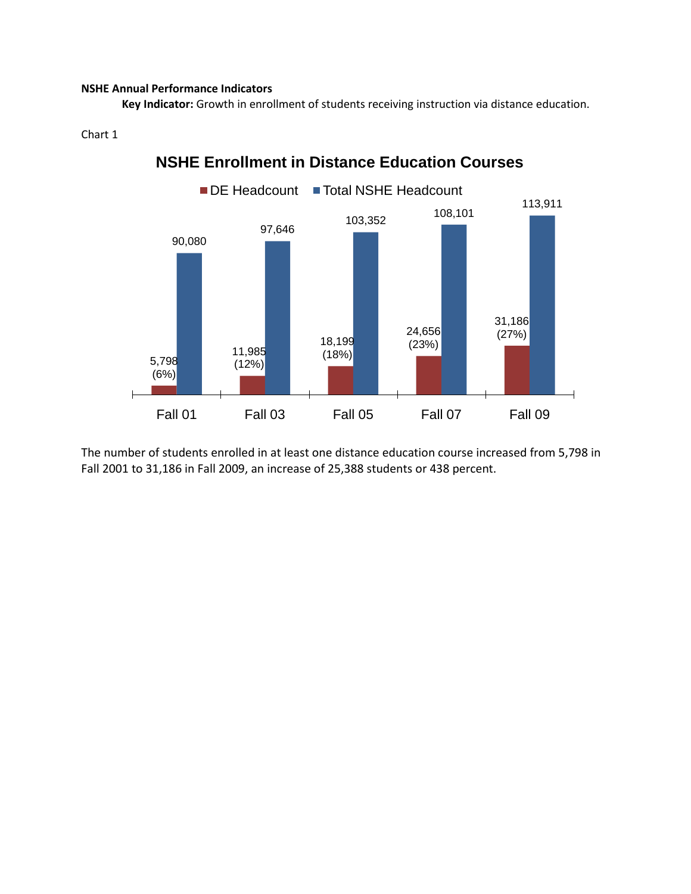**NSHE Annual Performance Indicators**

**Key Indicator:** Growth in enrollment of students receiving instruction via distance education.

Chart 1

**NSHE Enrollment in Distance Education Courses**

| | DE Headcount | Total NSHE Headcount |
|---|---|---|
| Fall 01 | 5,798 (6%) | 90,080 |
| Fall 03 | 11,985 (12%) | 97,646 |
| Fall 05 | 18,199 (18%) | 103,352 |
| Fall 07 | 24,656 (23%) | 108,101 |
| Fall 09 | 31,186 (27%) | 113,911 |

The number of students enrolled in at least one distance education course increased from 5,798 in Fall 2001 to 31,186 in Fall 2009, an increase of 25,388 students or 438 percent.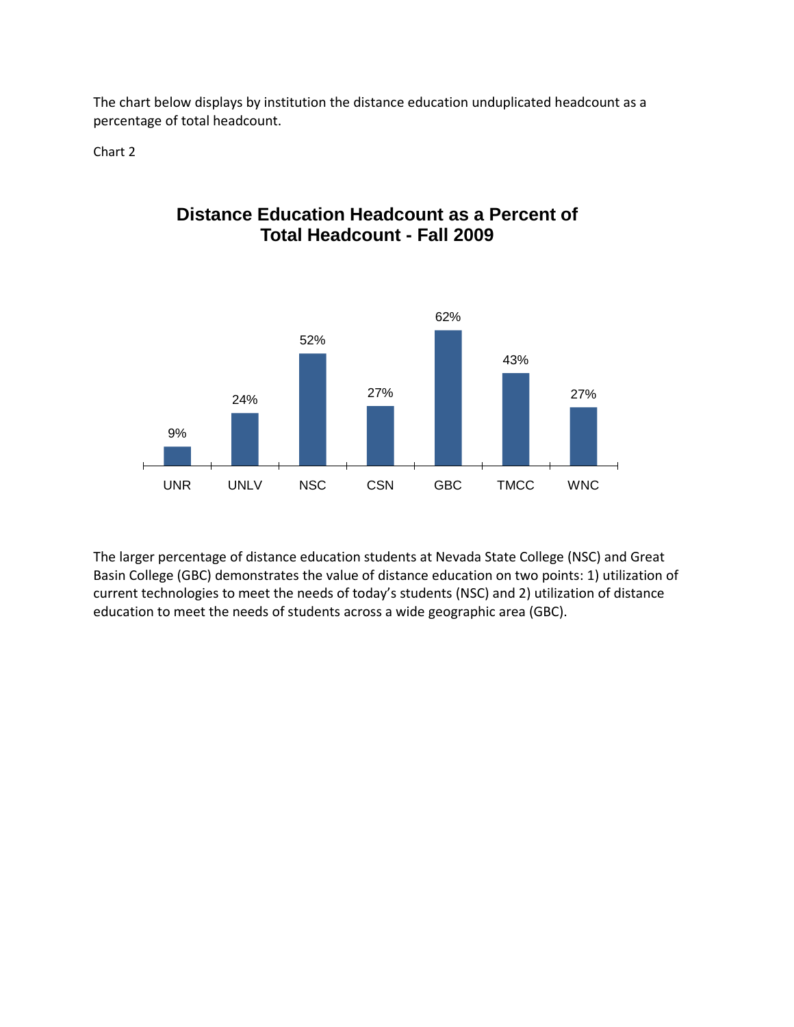The chart below displays by institution the distance education unduplicated headcount as a percentage of total headcount.

Chart 2

**Distance Education Headcount as a Percent of Total Headcount - Fall 2009**

| Institution | Percent |
|---|---|
| UNR | 9% |
| UNLV | 24% |
| NSC | 52% |
| CSN | 27% |
| GBC | 62% |
| TMCC | 43% |
| WNC | 27% |

The larger percentage of distance education students at Nevada State College (NSC) and Great Basin College (GBC) demonstrates the value of distance education on two points: 1) utilization of current technologies to meet the needs of today's students (NSC) and 2) utilization of distance education to meet the needs of students across a wide geographic area (GBC).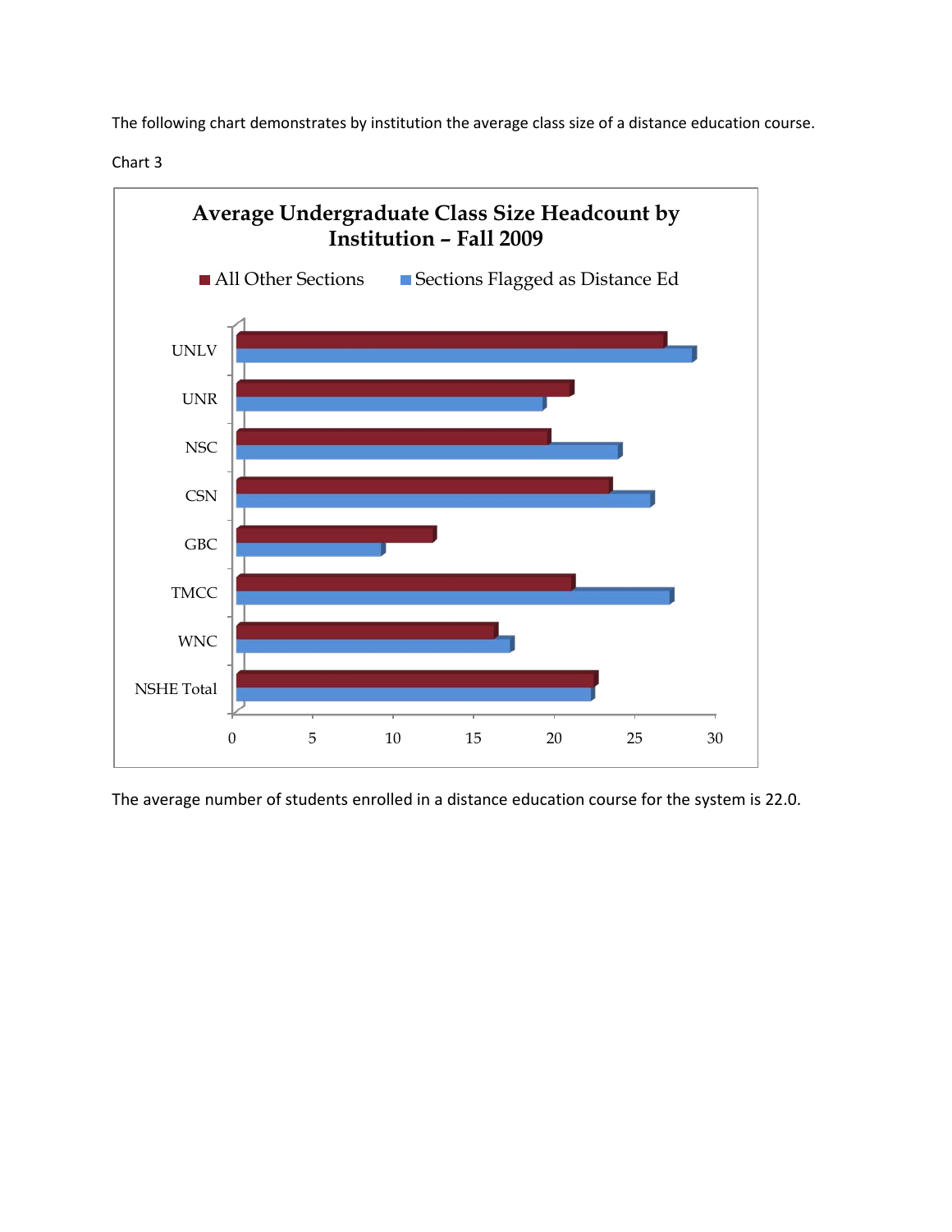The following chart demonstrates by institution the average class size of a distance education course.

Chart 3

**Average Undergraduate Class Size Headcount by Institution – Fall 2009**

■ All Other Sections ■ Sections Flagged as Distance Ed

UNLV
UNR
NSC
CSN
GBC
TMCC
WNC
NSHE Total

0 5 10 15 20 25 30

The average number of students enrolled in a distance education course for the system is 22.0.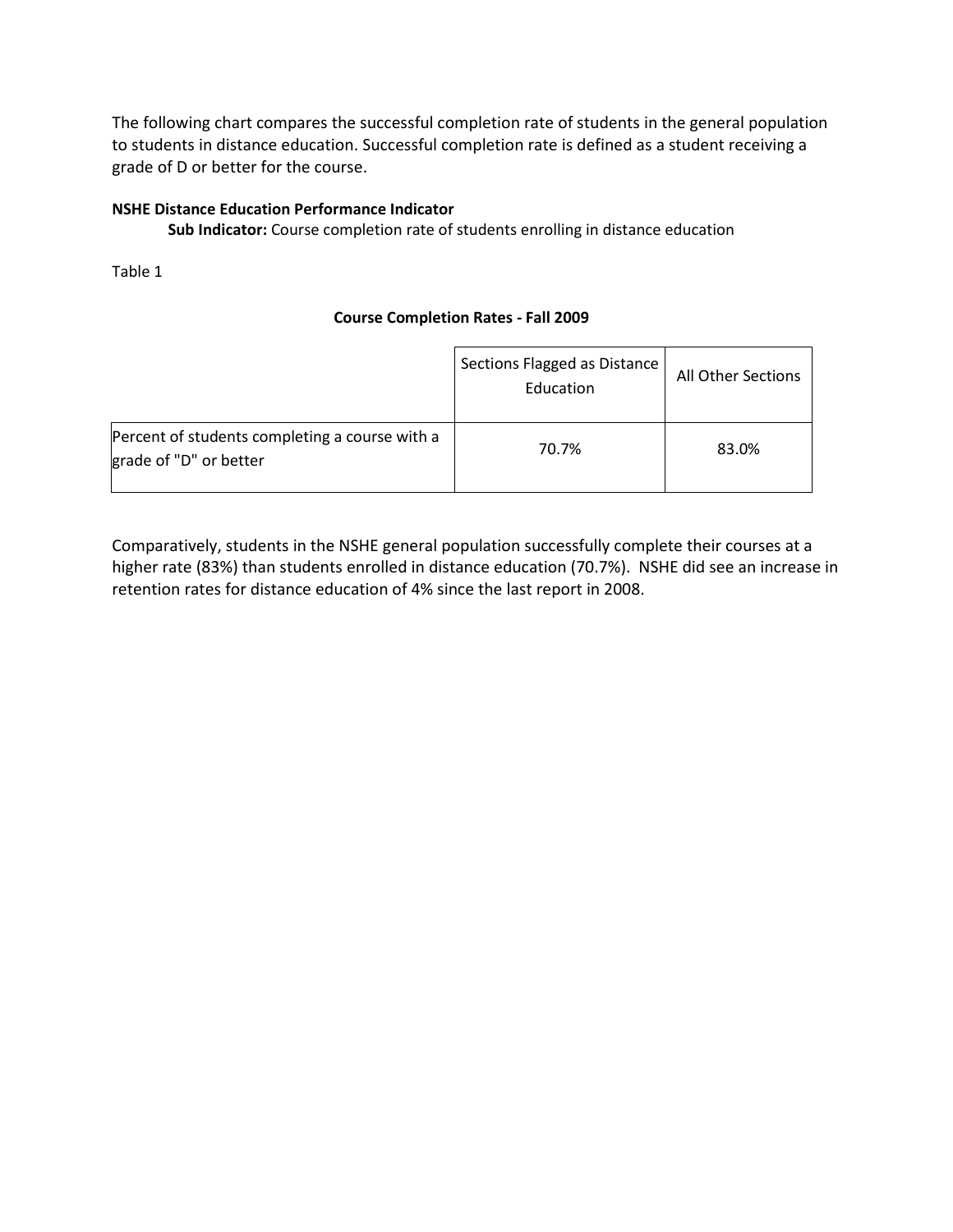The following chart compares the successful completion rate of students in the general population to students in distance education. Successful completion rate is defined as a student receiving a grade of D or better for the course.

**NSHE Distance Education Performance Indicator**

**Sub Indicator:** Course completion rate of students enrolling in distance education

Table 1

**Course Completion Rates - Fall 2009**

| | Sections Flagged as Distance Education | All Other Sections |
|---|---|---|
| Percent of students completing a course with a grade of "D" or better | 70.7% | 83.0% |

Comparatively, students in the NSHE general population successfully complete their courses at a higher rate (83%) than students enrolled in distance education (70.7%). NSHE did see an increase in retention rates for distance education of 4% since the last report in 2008.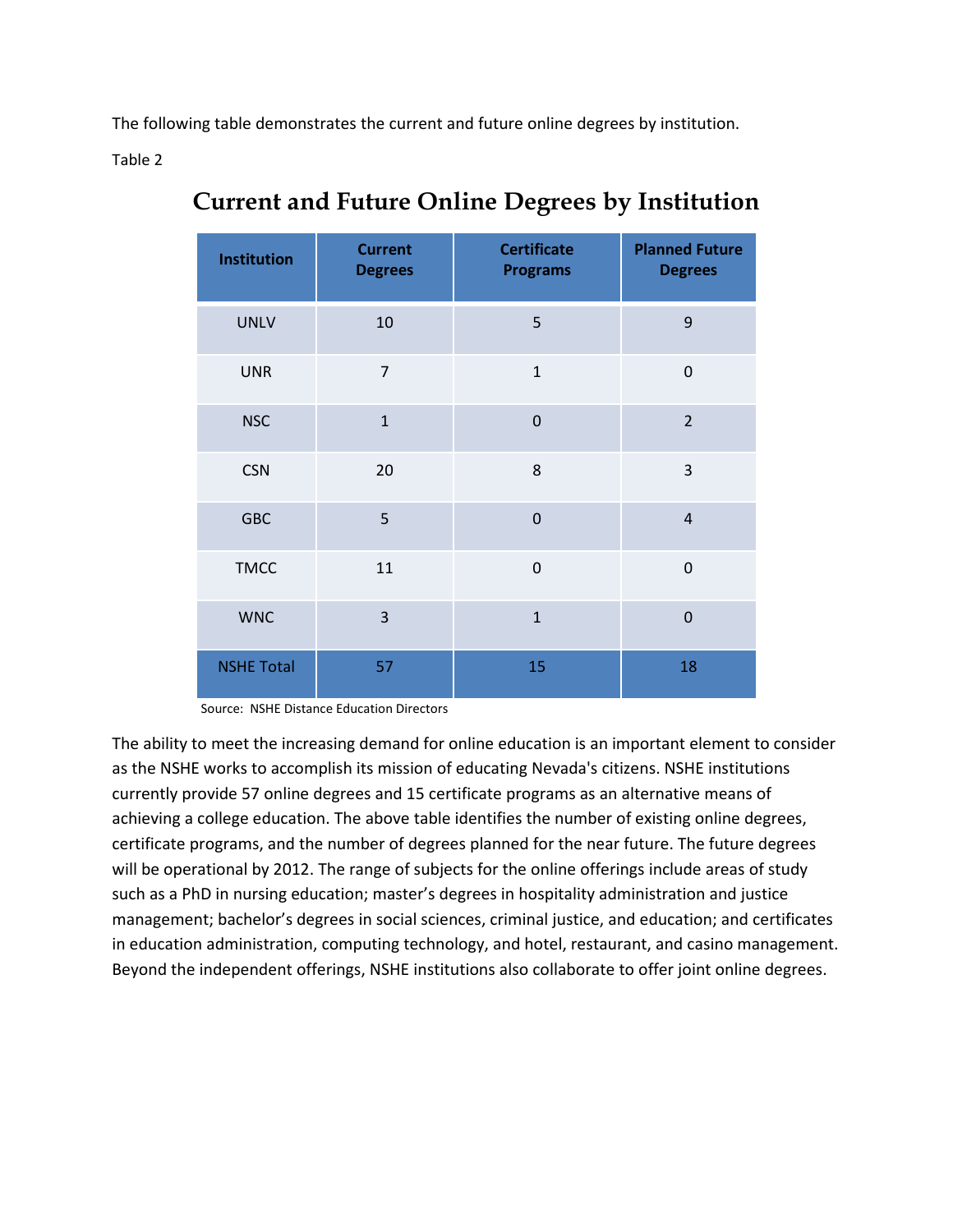The following table demonstrates the current and future online degrees by institution.

Table 2

## Current and Future Online Degrees by Institution

| Institution | Current Degrees | Certificate Programs | Planned Future Degrees |
|---|---|---|---|
| UNLV | 10 | 5 | 9 |
| UNR | 7 | 1 | 0 |
| NSC | 1 | 0 | 2 |
| CSN | 20 | 8 | 3 |
| GBC | 5 | 0 | 4 |
| TMCC | 11 | 0 | 0 |
| WNC | 3 | 1 | 0 |
| NSHE Total | 57 | 15 | 18 |

Source: NSHE Distance Education Directors

The ability to meet the increasing demand for online education is an important element to consider as the NSHE works to accomplish its mission of educating Nevada's citizens. NSHE institutions currently provide 57 online degrees and 15 certificate programs as an alternative means of achieving a college education. The above table identifies the number of existing online degrees, certificate programs, and the number of degrees planned for the near future. The future degrees will be operational by 2012. The range of subjects for the online offerings include areas of study such as a PhD in nursing education; master's degrees in hospitality administration and justice management; bachelor's degrees in social sciences, criminal justice, and education; and certificates in education administration, computing technology, and hotel, restaurant, and casino management. Beyond the independent offerings, NSHE institutions also collaborate to offer joint online degrees.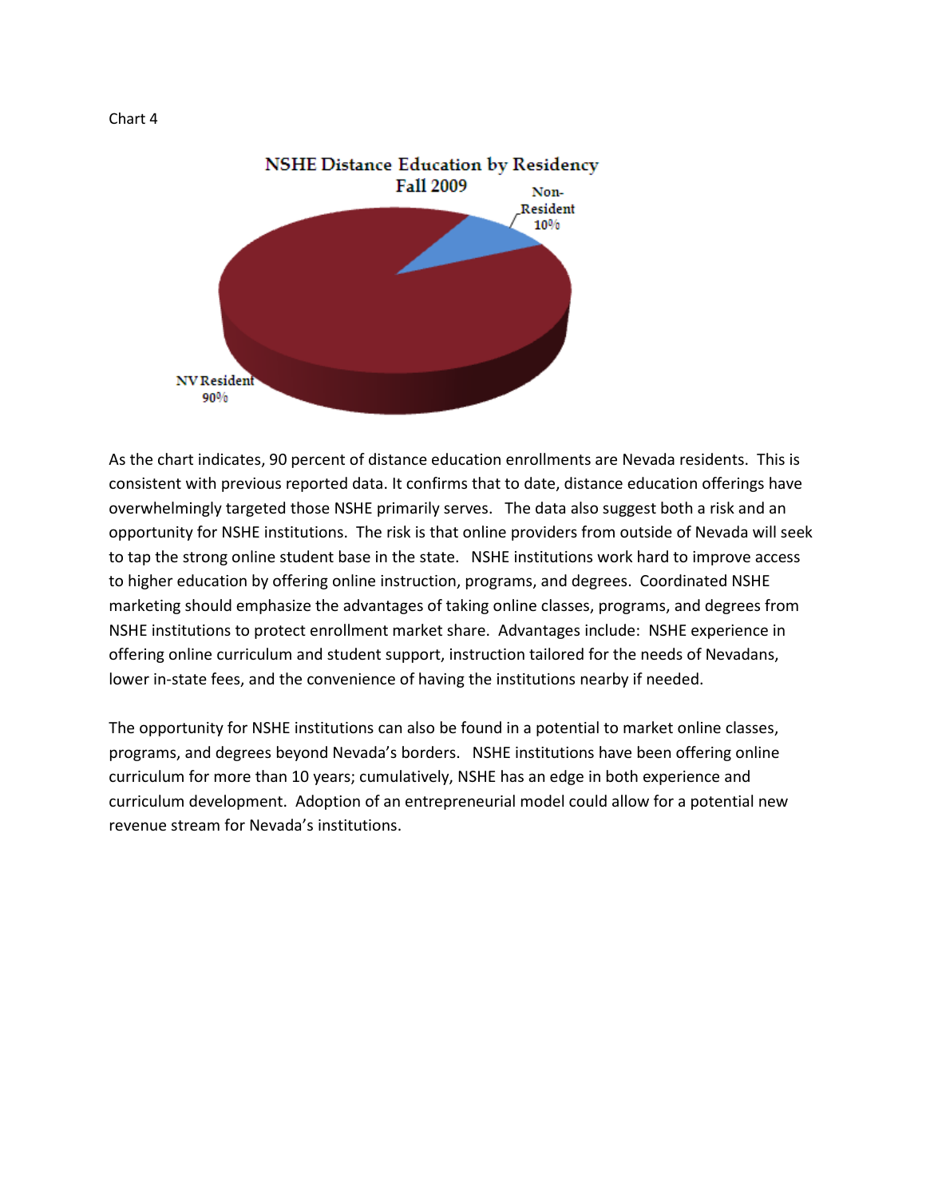Chart 4

NSHE Distance Education by Residency Fall 2009

Non-Resident 10%

NV Resident 90%

As the chart indicates, 90 percent of distance education enrollments are Nevada residents. This is consistent with previous reported data. It confirms that to date, distance education offerings have overwhelmingly targeted those NSHE primarily serves. The data also suggest both a risk and an opportunity for NSHE institutions. The risk is that online providers from outside of Nevada will seek to tap the strong online student base in the state. NSHE institutions work hard to improve access to higher education by offering online instruction, programs, and degrees. Coordinated NSHE marketing should emphasize the advantages of taking online classes, programs, and degrees from NSHE institutions to protect enrollment market share. Advantages include: NSHE experience in offering online curriculum and student support, instruction tailored for the needs of Nevadans, lower in-state fees, and the convenience of having the institutions nearby if needed.

The opportunity for NSHE institutions can also be found in a potential to market online classes, programs, and degrees beyond Nevada's borders. NSHE institutions have been offering online curriculum for more than 10 years; cumulatively, NSHE has an edge in both experience and curriculum development. Adoption of an entrepreneurial model could allow for a potential new revenue stream for Nevada's institutions.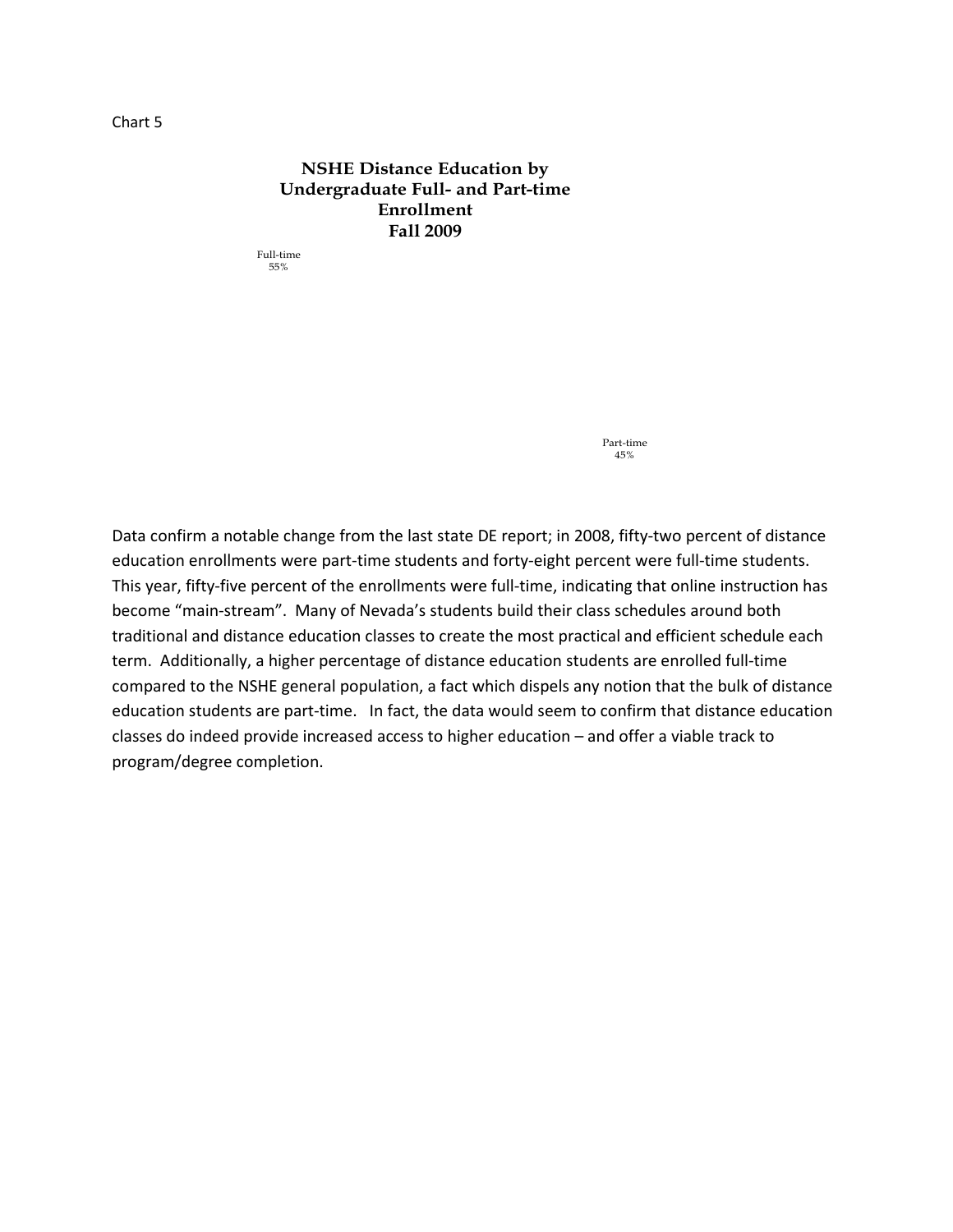Chart 5

**NSHE Distance Education by Undergraduate Full- and Part-time Enrollment Fall 2009**

Full-time 55%

Part-time 45%

Data confirm a notable change from the last state DE report; in 2008, fifty-two percent of distance education enrollments were part-time students and forty-eight percent were full-time students. This year, fifty-five percent of the enrollments were full-time, indicating that online instruction has become "main-stream". Many of Nevada's students build their class schedules around both traditional and distance education classes to create the most practical and efficient schedule each term. Additionally, a higher percentage of distance education students are enrolled full-time compared to the NSHE general population, a fact which dispels any notion that the bulk of distance education students are part-time. In fact, the data would seem to confirm that distance education classes do indeed provide increased access to higher education – and offer a viable track to program/degree completion.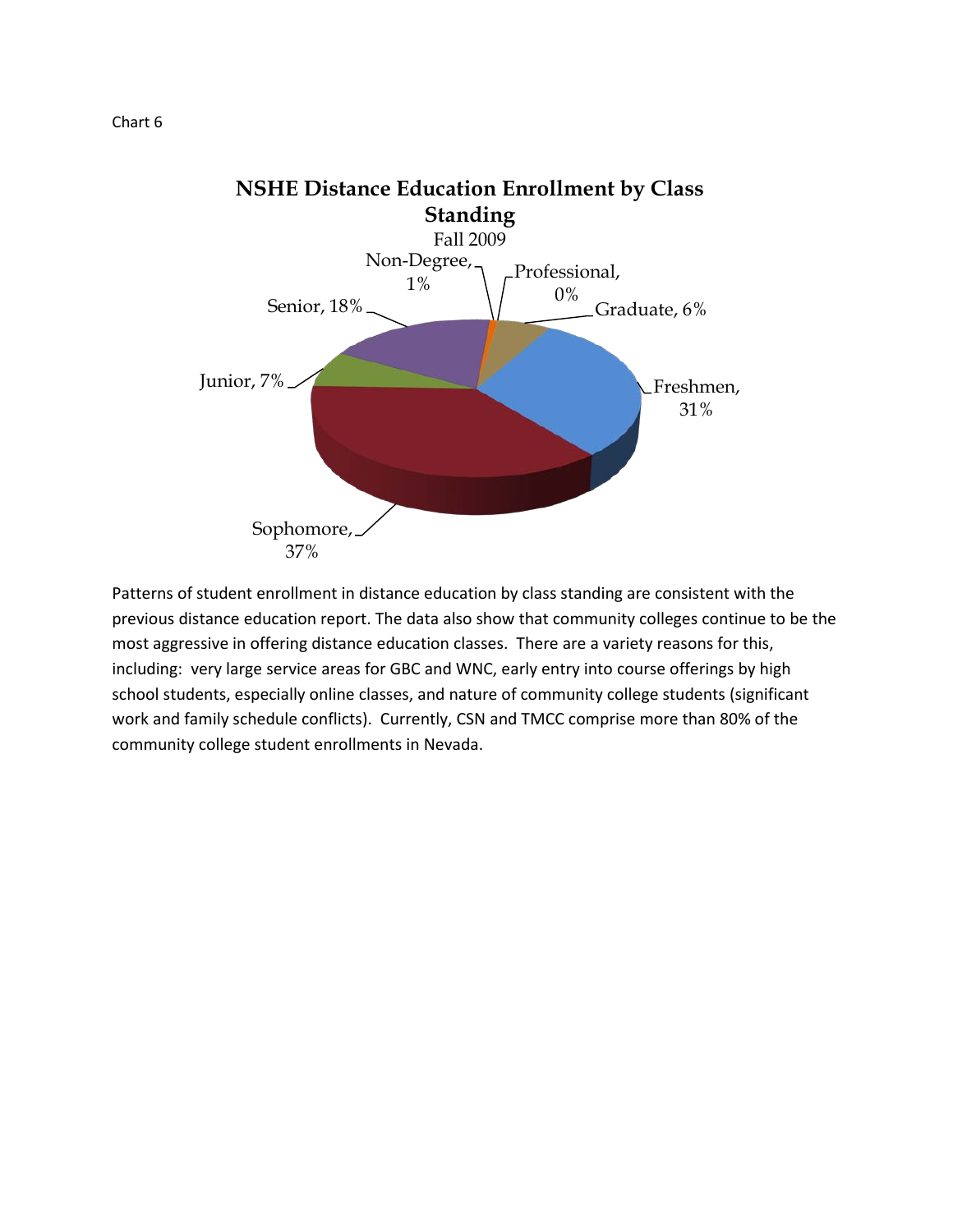Chart 6

**NSHE Distance Education Enrollment by Class Standing**

Fall 2009

| Class Standing | Percent |
|---|---|
| Freshmen | 31% |
| Sophomore | 37% |
| Junior | 7% |
| Senior | 18% |
| Non-Degree | 1% |
| Professional | 0% |
| Graduate | 6% |

Patterns of student enrollment in distance education by class standing are consistent with the previous distance education report. The data also show that community colleges continue to be the most aggressive in offering distance education classes. There are a variety reasons for this, including: very large service areas for GBC and WNC, early entry into course offerings by high school students, especially online classes, and nature of community college students (significant work and family schedule conflicts). Currently, CSN and TMCC comprise more than 80% of the community college student enrollments in Nevada.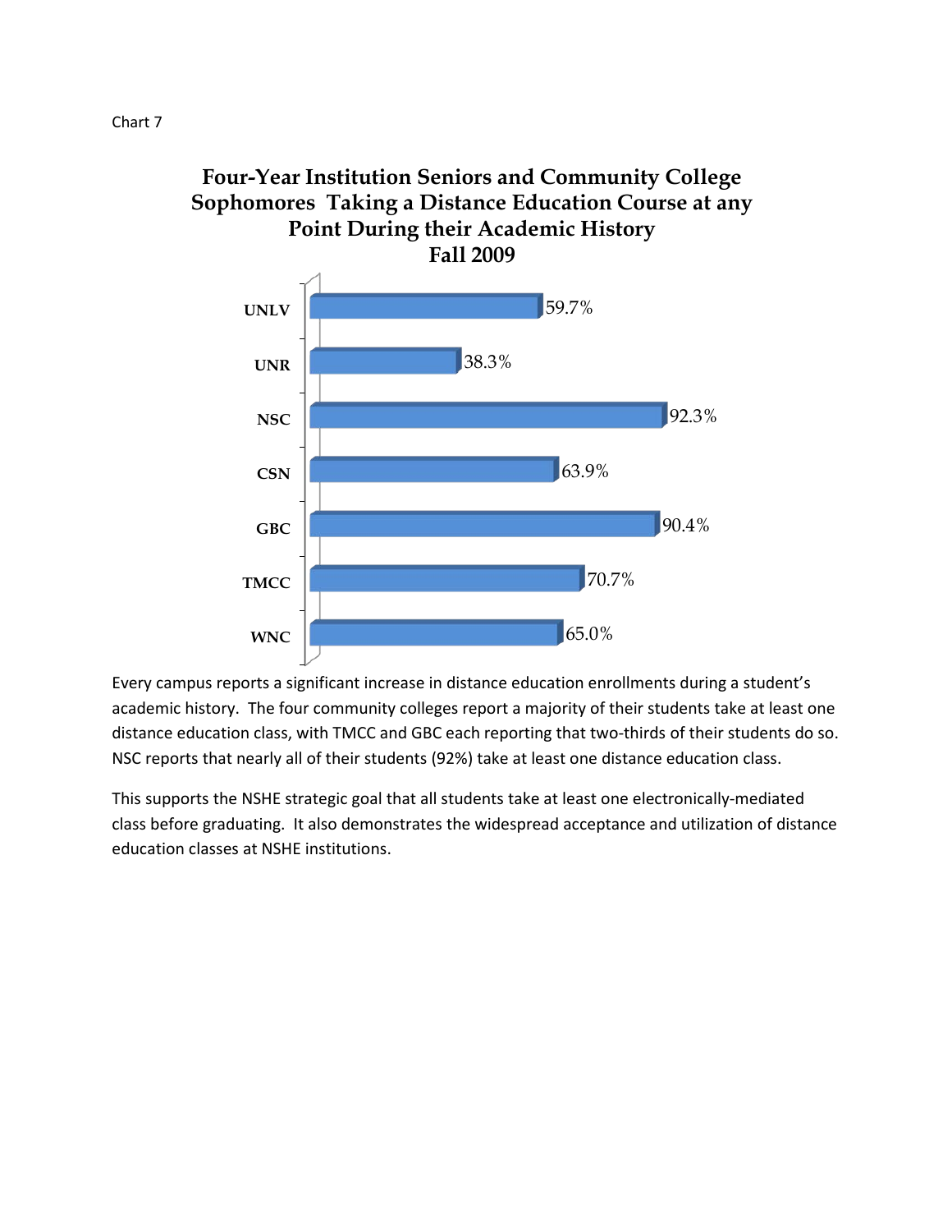Chart 7

## Four-Year Institution Seniors and Community College Sophomores Taking a Distance Education Course at any Point During their Academic History
## Fall 2009

| Institution | Percent |
|---|---|
| UNLV | 59.7% |
| UNR | 38.3% |
| NSC | 92.3% |
| CSN | 63.9% |
| GBC | 90.4% |
| TMCC | 70.7% |
| WNC | 65.0% |

Every campus reports a significant increase in distance education enrollments during a student's academic history. The four community colleges report a majority of their students take at least one distance education class, with TMCC and GBC each reporting that two-thirds of their students do so. NSC reports that nearly all of their students (92%) take at least one distance education class.

This supports the NSHE strategic goal that all students take at least one electronically-mediated class before graduating. It also demonstrates the widespread acceptance and utilization of distance education classes at NSHE institutions.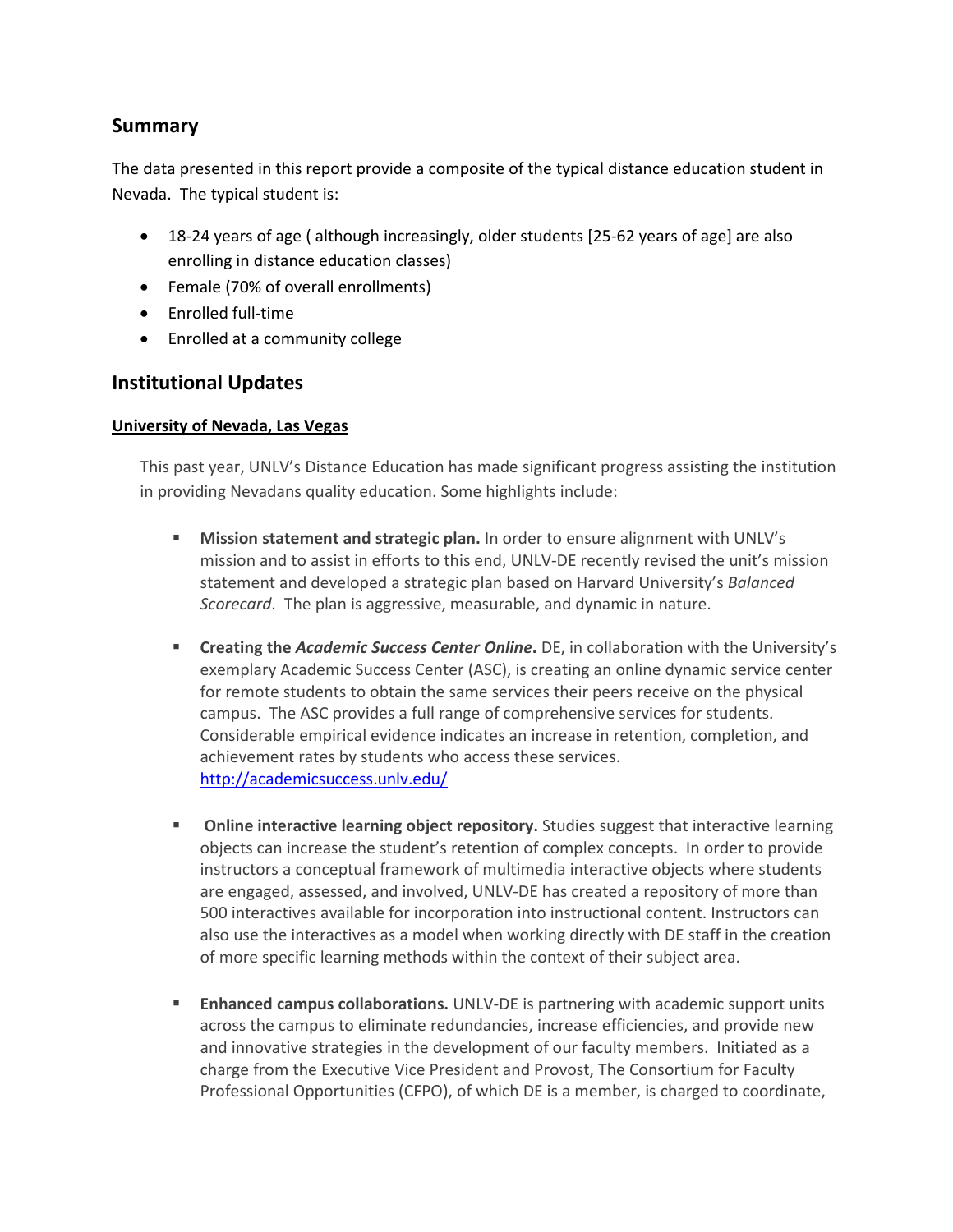## Summary

The data presented in this report provide a composite of the typical distance education student in Nevada. The typical student is:

- 18-24 years of age ( although increasingly, older students [25-62 years of age] are also enrolling in distance education classes)
- Female (70% of overall enrollments)
- Enrolled full-time
- Enrolled at a community college

## Institutional Updates

### University of Nevada, Las Vegas

This past year, UNLV's Distance Education has made significant progress assisting the institution in providing Nevadans quality education. Some highlights include:

- **Mission statement and strategic plan.** In order to ensure alignment with UNLV's mission and to assist in efforts to this end, UNLV-DE recently revised the unit's mission statement and developed a strategic plan based on Harvard University's *Balanced Scorecard*. The plan is aggressive, measurable, and dynamic in nature.

- **Creating the *Academic Success Center Online*.** DE, in collaboration with the University's exemplary Academic Success Center (ASC), is creating an online dynamic service center for remote students to obtain the same services their peers receive on the physical campus. The ASC provides a full range of comprehensive services for students. Considerable empirical evidence indicates an increase in retention, completion, and achievement rates by students who access these services. http://academicsuccess.unlv.edu/

- **Online interactive learning object repository.** Studies suggest that interactive learning objects can increase the student's retention of complex concepts. In order to provide instructors a conceptual framework of multimedia interactive objects where students are engaged, assessed, and involved, UNLV-DE has created a repository of more than 500 interactives available for incorporation into instructional content. Instructors can also use the interactives as a model when working directly with DE staff in the creation of more specific learning methods within the context of their subject area.

- **Enhanced campus collaborations.** UNLV-DE is partnering with academic support units across the campus to eliminate redundancies, increase efficiencies, and provide new and innovative strategies in the development of our faculty members. Initiated as a charge from the Executive Vice President and Provost, The Consortium for Faculty Professional Opportunities (CFPO), of which DE is a member, is charged to coordinate,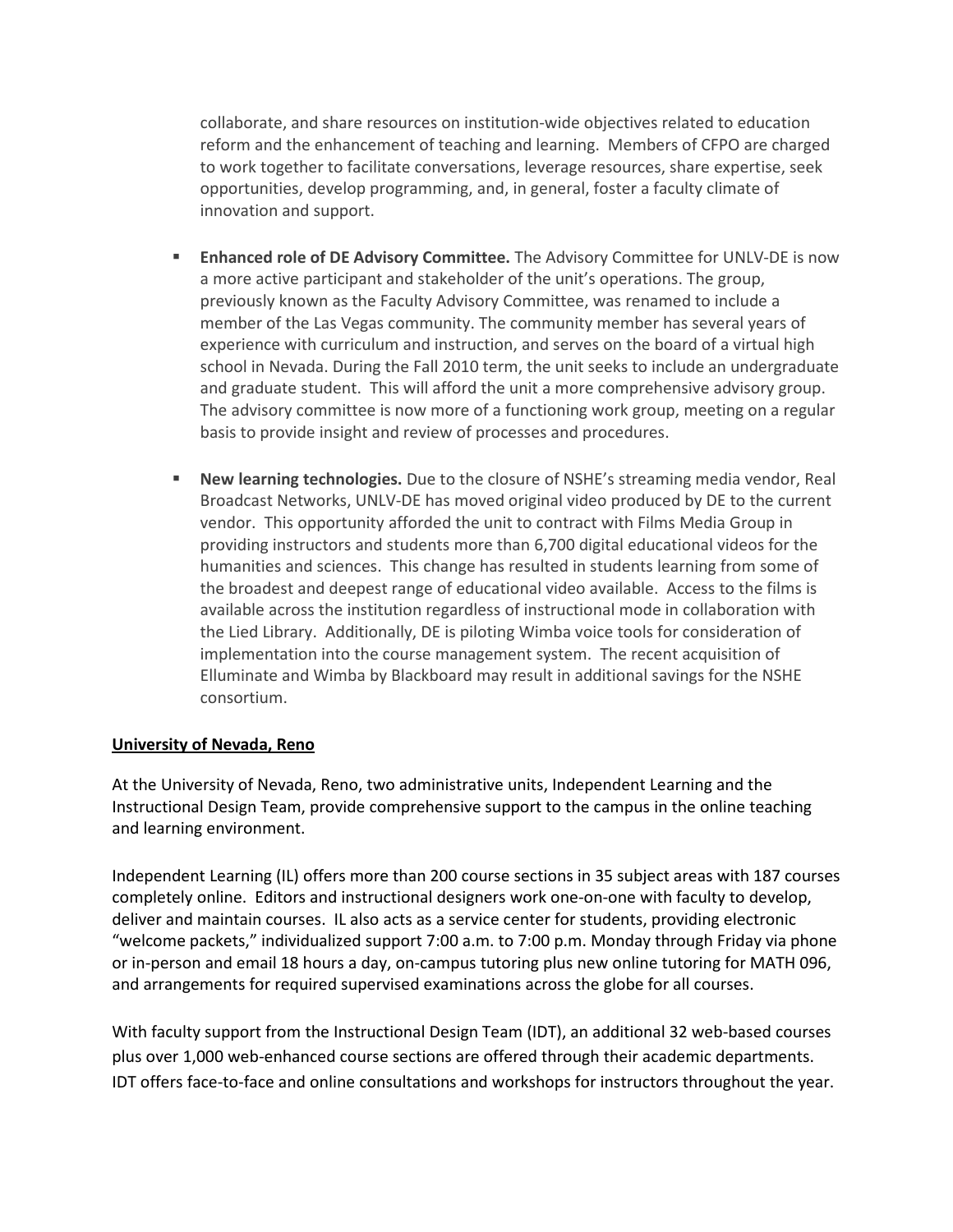collaborate, and share resources on institution-wide objectives related to education reform and the enhancement of teaching and learning. Members of CFPO are charged to work together to facilitate conversations, leverage resources, share expertise, seek opportunities, develop programming, and, in general, foster a faculty climate of innovation and support.

- **Enhanced role of DE Advisory Committee.** The Advisory Committee for UNLV-DE is now a more active participant and stakeholder of the unit's operations. The group, previously known as the Faculty Advisory Committee, was renamed to include a member of the Las Vegas community. The community member has several years of experience with curriculum and instruction, and serves on the board of a virtual high school in Nevada. During the Fall 2010 term, the unit seeks to include an undergraduate and graduate student. This will afford the unit a more comprehensive advisory group. The advisory committee is now more of a functioning work group, meeting on a regular basis to provide insight and review of processes and procedures.

- **New learning technologies.** Due to the closure of NSHE's streaming media vendor, Real Broadcast Networks, UNLV-DE has moved original video produced by DE to the current vendor. This opportunity afforded the unit to contract with Films Media Group in providing instructors and students more than 6,700 digital educational videos for the humanities and sciences. This change has resulted in students learning from some of the broadest and deepest range of educational video available. Access to the films is available across the institution regardless of instructional mode in collaboration with the Lied Library. Additionally, DE is piloting Wimba voice tools for consideration of implementation into the course management system. The recent acquisition of Elluminate and Wimba by Blackboard may result in additional savings for the NSHE consortium.

**University of Nevada, Reno**

At the University of Nevada, Reno, two administrative units, Independent Learning and the Instructional Design Team, provide comprehensive support to the campus in the online teaching and learning environment.

Independent Learning (IL) offers more than 200 course sections in 35 subject areas with 187 courses completely online. Editors and instructional designers work one-on-one with faculty to develop, deliver and maintain courses. IL also acts as a service center for students, providing electronic "welcome packets," individualized support 7:00 a.m. to 7:00 p.m. Monday through Friday via phone or in-person and email 18 hours a day, on-campus tutoring plus new online tutoring for MATH 096, and arrangements for required supervised examinations across the globe for all courses.

With faculty support from the Instructional Design Team (IDT), an additional 32 web-based courses plus over 1,000 web-enhanced course sections are offered through their academic departments. IDT offers face-to-face and online consultations and workshops for instructors throughout the year.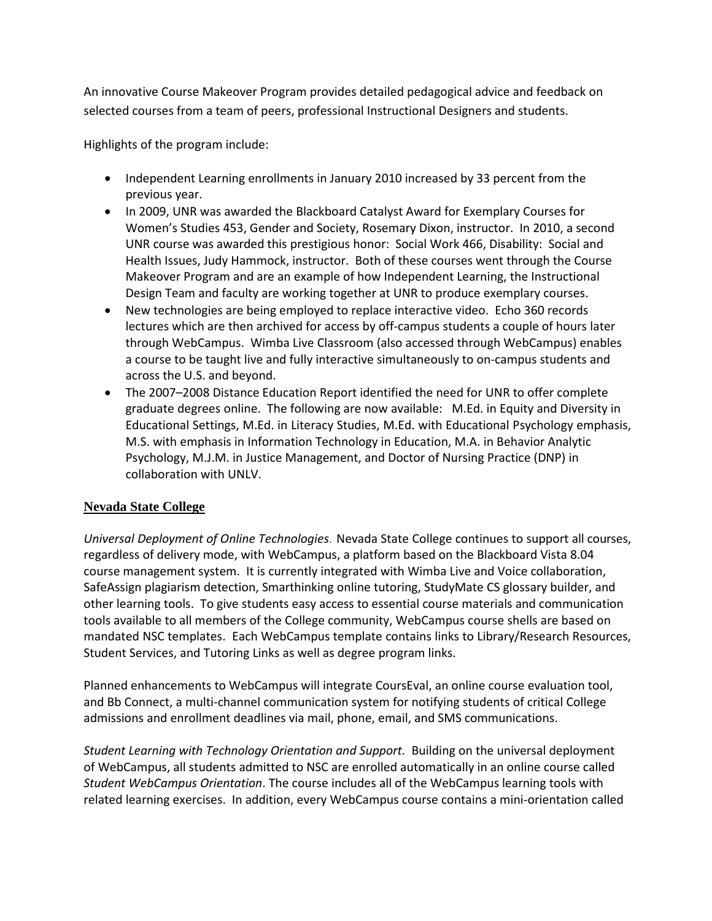An innovative Course Makeover Program provides detailed pedagogical advice and feedback on selected courses from a team of peers, professional Instructional Designers and students.

Highlights of the program include:

- Independent Learning enrollments in January 2010 increased by 33 percent from the previous year.
- In 2009, UNR was awarded the Blackboard Catalyst Award for Exemplary Courses for Women's Studies 453, Gender and Society, Rosemary Dixon, instructor. In 2010, a second UNR course was awarded this prestigious honor: Social Work 466, Disability: Social and Health Issues, Judy Hammock, instructor. Both of these courses went through the Course Makeover Program and are an example of how Independent Learning, the Instructional Design Team and faculty are working together at UNR to produce exemplary courses.
- New technologies are being employed to replace interactive video. Echo 360 records lectures which are then archived for access by off-campus students a couple of hours later through WebCampus. Wimba Live Classroom (also accessed through WebCampus) enables a course to be taught live and fully interactive simultaneously to on-campus students and across the U.S. and beyond.
- The 2007–2008 Distance Education Report identified the need for UNR to offer complete graduate degrees online. The following are now available: M.Ed. in Equity and Diversity in Educational Settings, M.Ed. in Literacy Studies, M.Ed. with Educational Psychology emphasis, M.S. with emphasis in Information Technology in Education, M.A. in Behavior Analytic Psychology, M.J.M. in Justice Management, and Doctor of Nursing Practice (DNP) in collaboration with UNLV.

## Nevada State College

*Universal Deployment of Online Technologies.* Nevada State College continues to support all courses, regardless of delivery mode, with WebCampus, a platform based on the Blackboard Vista 8.04 course management system. It is currently integrated with Wimba Live and Voice collaboration, SafeAssign plagiarism detection, Smarthinking online tutoring, StudyMate CS glossary builder, and other learning tools. To give students easy access to essential course materials and communication tools available to all members of the College community, WebCampus course shells are based on mandated NSC templates. Each WebCampus template contains links to Library/Research Resources, Student Services, and Tutoring Links as well as degree program links.

Planned enhancements to WebCampus will integrate CoursEval, an online course evaluation tool, and Bb Connect, a multi-channel communication system for notifying students of critical College admissions and enrollment deadlines via mail, phone, email, and SMS communications.

*Student Learning with Technology Orientation and Support.* Building on the universal deployment of WebCampus, all students admitted to NSC are enrolled automatically in an online course called *Student WebCampus Orientation*. The course includes all of the WebCampus learning tools with related learning exercises. In addition, every WebCampus course contains a mini-orientation called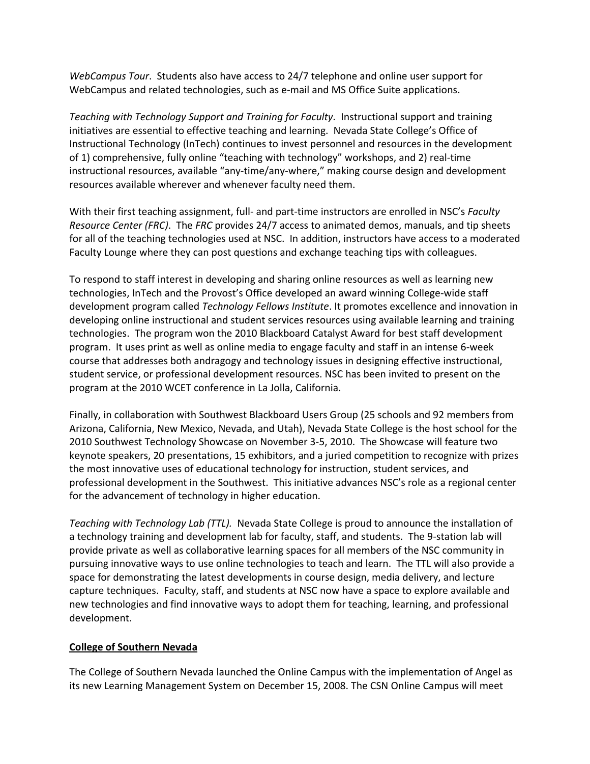*WebCampus Tour*. Students also have access to 24/7 telephone and online user support for WebCampus and related technologies, such as e-mail and MS Office Suite applications.

*Teaching with Technology Support and Training for Faculty*. Instructional support and training initiatives are essential to effective teaching and learning. Nevada State College's Office of Instructional Technology (InTech) continues to invest personnel and resources in the development of 1) comprehensive, fully online "teaching with technology" workshops, and 2) real-time instructional resources, available "any-time/any-where," making course design and development resources available wherever and whenever faculty need them.

With their first teaching assignment, full- and part-time instructors are enrolled in NSC's *Faculty Resource Center (FRC)*. The *FRC* provides 24/7 access to animated demos, manuals, and tip sheets for all of the teaching technologies used at NSC. In addition, instructors have access to a moderated Faculty Lounge where they can post questions and exchange teaching tips with colleagues.

To respond to staff interest in developing and sharing online resources as well as learning new technologies, InTech and the Provost's Office developed an award winning College-wide staff development program called *Technology Fellows Institute*. It promotes excellence and innovation in developing online instructional and student services resources using available learning and training technologies. The program won the 2010 Blackboard Catalyst Award for best staff development program. It uses print as well as online media to engage faculty and staff in an intense 6-week course that addresses both andragogy and technology issues in designing effective instructional, student service, or professional development resources. NSC has been invited to present on the program at the 2010 WCET conference in La Jolla, California.

Finally, in collaboration with Southwest Blackboard Users Group (25 schools and 92 members from Arizona, California, New Mexico, Nevada, and Utah), Nevada State College is the host school for the 2010 Southwest Technology Showcase on November 3-5, 2010. The Showcase will feature two keynote speakers, 20 presentations, 15 exhibitors, and a juried competition to recognize with prizes the most innovative uses of educational technology for instruction, student services, and professional development in the Southwest. This initiative advances NSC's role as a regional center for the advancement of technology in higher education.

*Teaching with Technology Lab (TTL).* Nevada State College is proud to announce the installation of a technology training and development lab for faculty, staff, and students. The 9-station lab will provide private as well as collaborative learning spaces for all members of the NSC community in pursuing innovative ways to use online technologies to teach and learn. The TTL will also provide a space for demonstrating the latest developments in course design, media delivery, and lecture capture techniques. Faculty, staff, and students at NSC now have a space to explore available and new technologies and find innovative ways to adopt them for teaching, learning, and professional development.

**College of Southern Nevada**

The College of Southern Nevada launched the Online Campus with the implementation of Angel as its new Learning Management System on December 15, 2008. The CSN Online Campus will meet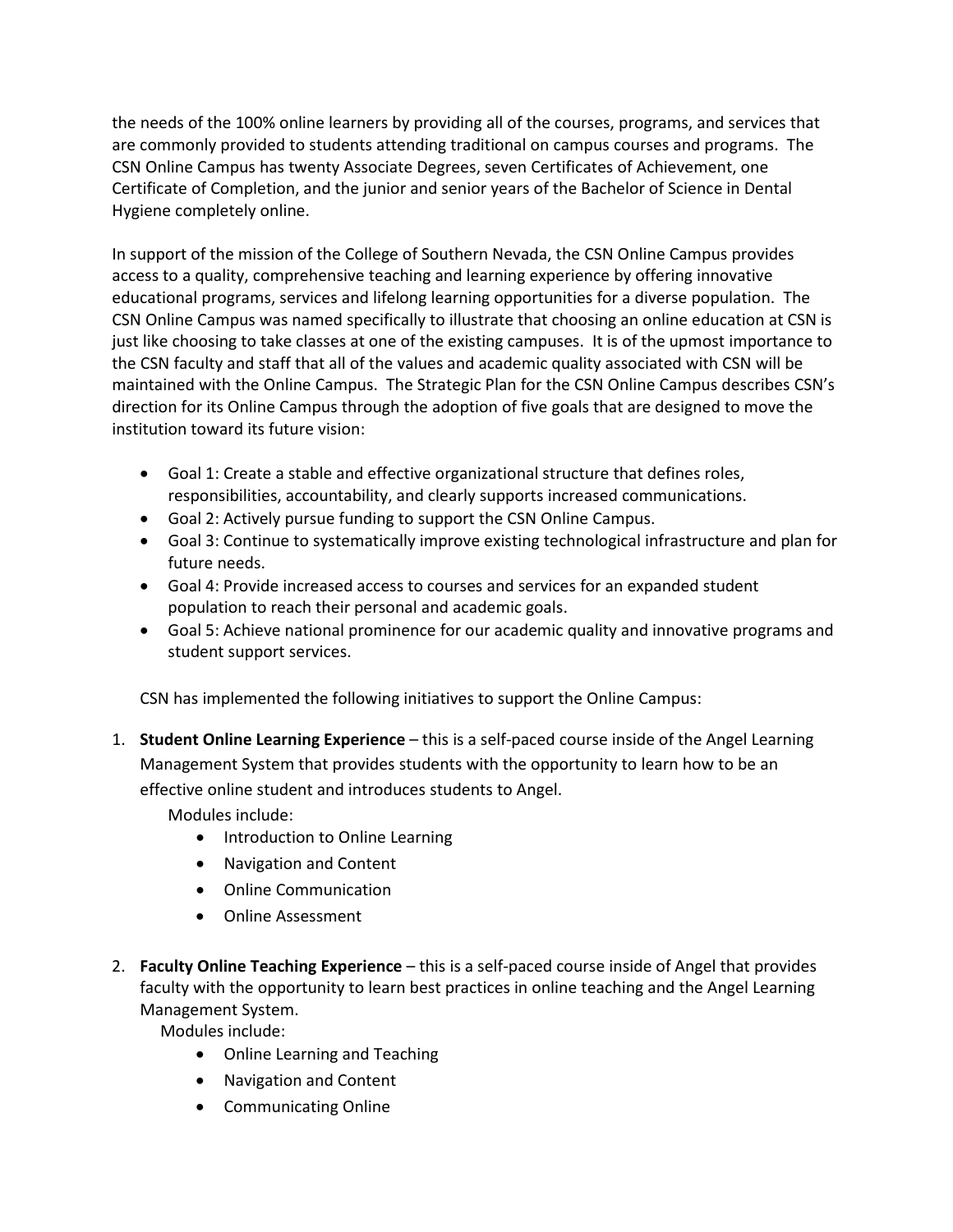the needs of the 100% online learners by providing all of the courses, programs, and services that are commonly provided to students attending traditional on campus courses and programs. The CSN Online Campus has twenty Associate Degrees, seven Certificates of Achievement, one Certificate of Completion, and the junior and senior years of the Bachelor of Science in Dental Hygiene completely online.

In support of the mission of the College of Southern Nevada, the CSN Online Campus provides access to a quality, comprehensive teaching and learning experience by offering innovative educational programs, services and lifelong learning opportunities for a diverse population. The CSN Online Campus was named specifically to illustrate that choosing an online education at CSN is just like choosing to take classes at one of the existing campuses. It is of the upmost importance to the CSN faculty and staff that all of the values and academic quality associated with CSN will be maintained with the Online Campus. The Strategic Plan for the CSN Online Campus describes CSN's direction for its Online Campus through the adoption of five goals that are designed to move the institution toward its future vision:

- Goal 1: Create a stable and effective organizational structure that defines roles, responsibilities, accountability, and clearly supports increased communications.
- Goal 2: Actively pursue funding to support the CSN Online Campus.
- Goal 3: Continue to systematically improve existing technological infrastructure and plan for future needs.
- Goal 4: Provide increased access to courses and services for an expanded student population to reach their personal and academic goals.
- Goal 5: Achieve national prominence for our academic quality and innovative programs and student support services.

CSN has implemented the following initiatives to support the Online Campus:

1. **Student Online Learning Experience** – this is a self-paced course inside of the Angel Learning Management System that provides students with the opportunity to learn how to be an effective online student and introduces students to Angel.

   Modules include:
   - Introduction to Online Learning
   - Navigation and Content
   - Online Communication
   - Online Assessment

2. **Faculty Online Teaching Experience** – this is a self-paced course inside of Angel that provides faculty with the opportunity to learn best practices in online teaching and the Angel Learning Management System.

   Modules include:
   - Online Learning and Teaching
   - Navigation and Content
   - Communicating Online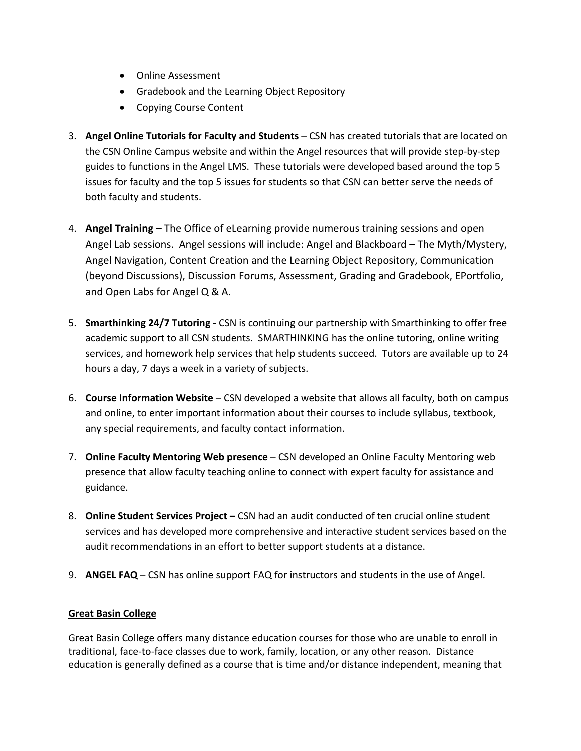- Online Assessment
- Gradebook and the Learning Object Repository
- Copying Course Content

3. **Angel Online Tutorials for Faculty and Students** – CSN has created tutorials that are located on the CSN Online Campus website and within the Angel resources that will provide step-by-step guides to functions in the Angel LMS. These tutorials were developed based around the top 5 issues for faculty and the top 5 issues for students so that CSN can better serve the needs of both faculty and students.

4. **Angel Training** – The Office of eLearning provide numerous training sessions and open Angel Lab sessions. Angel sessions will include: Angel and Blackboard – The Myth/Mystery, Angel Navigation, Content Creation and the Learning Object Repository, Communication (beyond Discussions), Discussion Forums, Assessment, Grading and Gradebook, EPortfolio, and Open Labs for Angel Q & A.

5. **Smarthinking 24/7 Tutoring -** CSN is continuing our partnership with Smarthinking to offer free academic support to all CSN students. SMARTHINKING has the online tutoring, online writing services, and homework help services that help students succeed. Tutors are available up to 24 hours a day, 7 days a week in a variety of subjects.

6. **Course Information Website** – CSN developed a website that allows all faculty, both on campus and online, to enter important information about their courses to include syllabus, textbook, any special requirements, and faculty contact information.

7. **Online Faculty Mentoring Web presence** – CSN developed an Online Faculty Mentoring web presence that allow faculty teaching online to connect with expert faculty for assistance and guidance.

8. **Online Student Services Project –** CSN had an audit conducted of ten crucial online student services and has developed more comprehensive and interactive student services based on the audit recommendations in an effort to better support students at a distance.

9. **ANGEL FAQ** – CSN has online support FAQ for instructors and students in the use of Angel.

## Great Basin College

Great Basin College offers many distance education courses for those who are unable to enroll in traditional, face-to-face classes due to work, family, location, or any other reason. Distance education is generally defined as a course that is time and/or distance independent, meaning that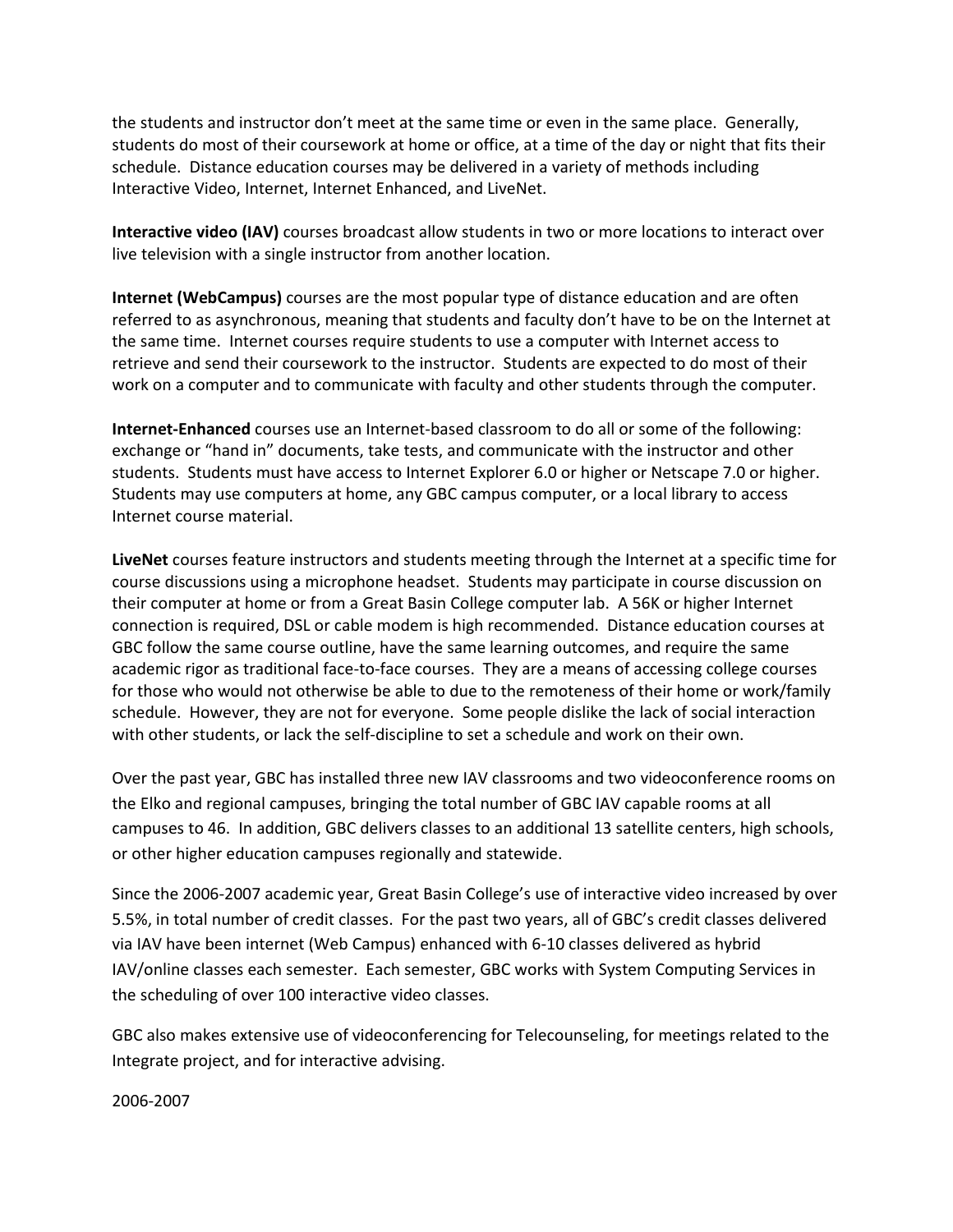the students and instructor don't meet at the same time or even in the same place. Generally, students do most of their coursework at home or office, at a time of the day or night that fits their schedule. Distance education courses may be delivered in a variety of methods including Interactive Video, Internet, Internet Enhanced, and LiveNet.

**Interactive video (IAV)** courses broadcast allow students in two or more locations to interact over live television with a single instructor from another location.

**Internet (WebCampus)** courses are the most popular type of distance education and are often referred to as asynchronous, meaning that students and faculty don't have to be on the Internet at the same time. Internet courses require students to use a computer with Internet access to retrieve and send their coursework to the instructor. Students are expected to do most of their work on a computer and to communicate with faculty and other students through the computer.

**Internet-Enhanced** courses use an Internet-based classroom to do all or some of the following: exchange or "hand in" documents, take tests, and communicate with the instructor and other students. Students must have access to Internet Explorer 6.0 or higher or Netscape 7.0 or higher. Students may use computers at home, any GBC campus computer, or a local library to access Internet course material.

**LiveNet** courses feature instructors and students meeting through the Internet at a specific time for course discussions using a microphone headset. Students may participate in course discussion on their computer at home or from a Great Basin College computer lab. A 56K or higher Internet connection is required, DSL or cable modem is high recommended. Distance education courses at GBC follow the same course outline, have the same learning outcomes, and require the same academic rigor as traditional face-to-face courses. They are a means of accessing college courses for those who would not otherwise be able to due to the remoteness of their home or work/family schedule. However, they are not for everyone. Some people dislike the lack of social interaction with other students, or lack the self-discipline to set a schedule and work on their own.

Over the past year, GBC has installed three new IAV classrooms and two videoconference rooms on the Elko and regional campuses, bringing the total number of GBC IAV capable rooms at all campuses to 46. In addition, GBC delivers classes to an additional 13 satellite centers, high schools, or other higher education campuses regionally and statewide.

Since the 2006-2007 academic year, Great Basin College's use of interactive video increased by over 5.5%, in total number of credit classes. For the past two years, all of GBC's credit classes delivered via IAV have been internet (Web Campus) enhanced with 6-10 classes delivered as hybrid IAV/online classes each semester. Each semester, GBC works with System Computing Services in the scheduling of over 100 interactive video classes.

GBC also makes extensive use of videoconferencing for Telecounseling, for meetings related to the Integrate project, and for interactive advising.

2006-2007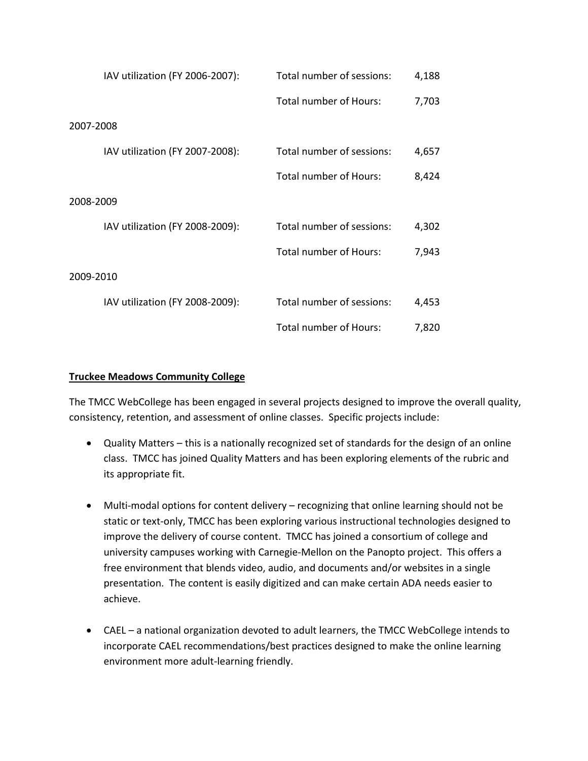| | | |
|---|---|---|
| IAV utilization (FY 2006-2007): | Total number of sessions: | 4,188 |
| | Total number of Hours: | 7,703 |

2007-2008

| | | |
|---|---|---|
| IAV utilization (FY 2007-2008): | Total number of sessions: | 4,657 |
| | Total number of Hours: | 8,424 |

2008-2009

| | | |
|---|---|---|
| IAV utilization (FY 2008-2009): | Total number of sessions: | 4,302 |
| | Total number of Hours: | 7,943 |

2009-2010

| | | |
|---|---|---|
| IAV utilization (FY 2008-2009): | Total number of sessions: | 4,453 |
| | Total number of Hours: | 7,820 |

**Truckee Meadows Community College**

The TMCC WebCollege has been engaged in several projects designed to improve the overall quality, consistency, retention, and assessment of online classes. Specific projects include:

- Quality Matters – this is a nationally recognized set of standards for the design of an online class. TMCC has joined Quality Matters and has been exploring elements of the rubric and its appropriate fit.

- Multi-modal options for content delivery – recognizing that online learning should not be static or text-only, TMCC has been exploring various instructional technologies designed to improve the delivery of course content. TMCC has joined a consortium of college and university campuses working with Carnegie-Mellon on the Panopto project. This offers a free environment that blends video, audio, and documents and/or websites in a single presentation. The content is easily digitized and can make certain ADA needs easier to achieve.

- CAEL – a national organization devoted to adult learners, the TMCC WebCollege intends to incorporate CAEL recommendations/best practices designed to make the online learning environment more adult-learning friendly.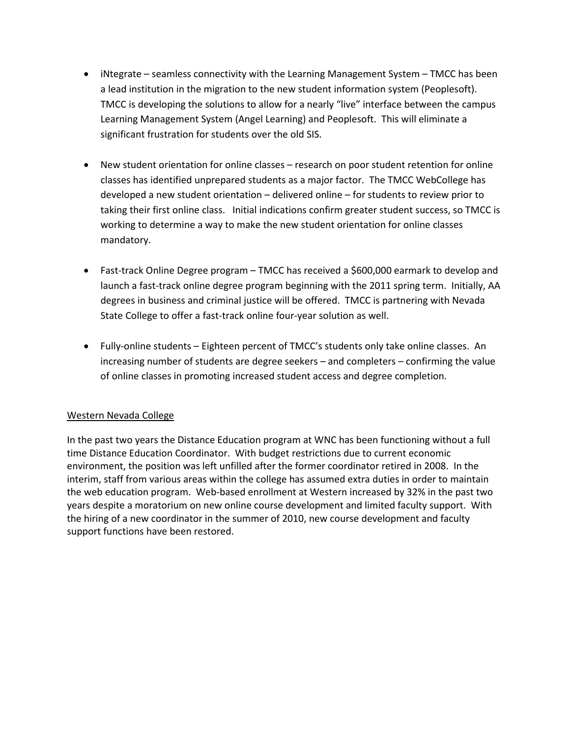- iNtegrate – seamless connectivity with the Learning Management System – TMCC has been a lead institution in the migration to the new student information system (Peoplesoft). TMCC is developing the solutions to allow for a nearly "live" interface between the campus Learning Management System (Angel Learning) and Peoplesoft. This will eliminate a significant frustration for students over the old SIS.

- New student orientation for online classes – research on poor student retention for online classes has identified unprepared students as a major factor. The TMCC WebCollege has developed a new student orientation – delivered online – for students to review prior to taking their first online class. Initial indications confirm greater student success, so TMCC is working to determine a way to make the new student orientation for online classes mandatory.

- Fast-track Online Degree program – TMCC has received a $600,000 earmark to develop and launch a fast-track online degree program beginning with the 2011 spring term. Initially, AA degrees in business and criminal justice will be offered. TMCC is partnering with Nevada State College to offer a fast-track online four-year solution as well.

- Fully-online students – Eighteen percent of TMCC's students only take online classes. An increasing number of students are degree seekers – and completers – confirming the value of online classes in promoting increased student access and degree completion.

<u>Western Nevada College</u>

In the past two years the Distance Education program at WNC has been functioning without a full time Distance Education Coordinator. With budget restrictions due to current economic environment, the position was left unfilled after the former coordinator retired in 2008. In the interim, staff from various areas within the college has assumed extra duties in order to maintain the web education program. Web-based enrollment at Western increased by 32% in the past two years despite a moratorium on new online course development and limited faculty support. With the hiring of a new coordinator in the summer of 2010, new course development and faculty support functions have been restored.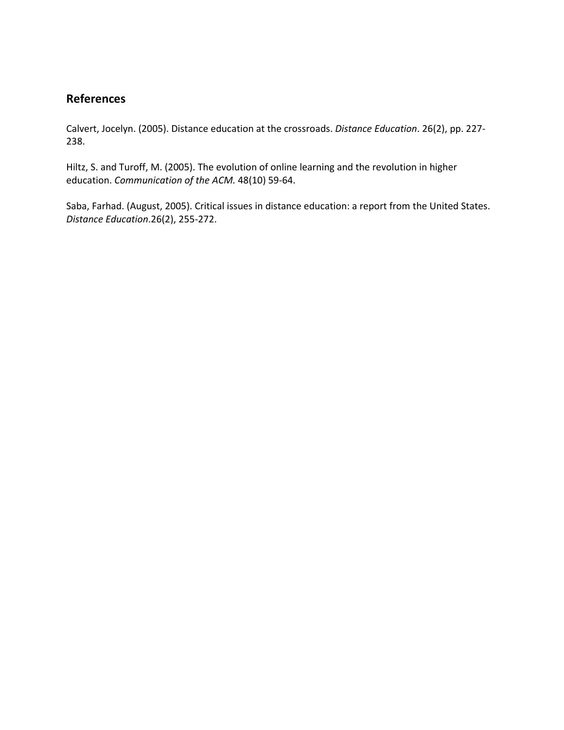## References

Calvert, Jocelyn. (2005). Distance education at the crossroads. *Distance Education*. 26(2), pp. 227-238.

Hiltz, S. and Turoff, M. (2005). The evolution of online learning and the revolution in higher education. *Communication of the ACM.* 48(10) 59-64.

Saba, Farhad. (August, 2005). Critical issues in distance education: a report from the United States. *Distance Education*.26(2), 255-272.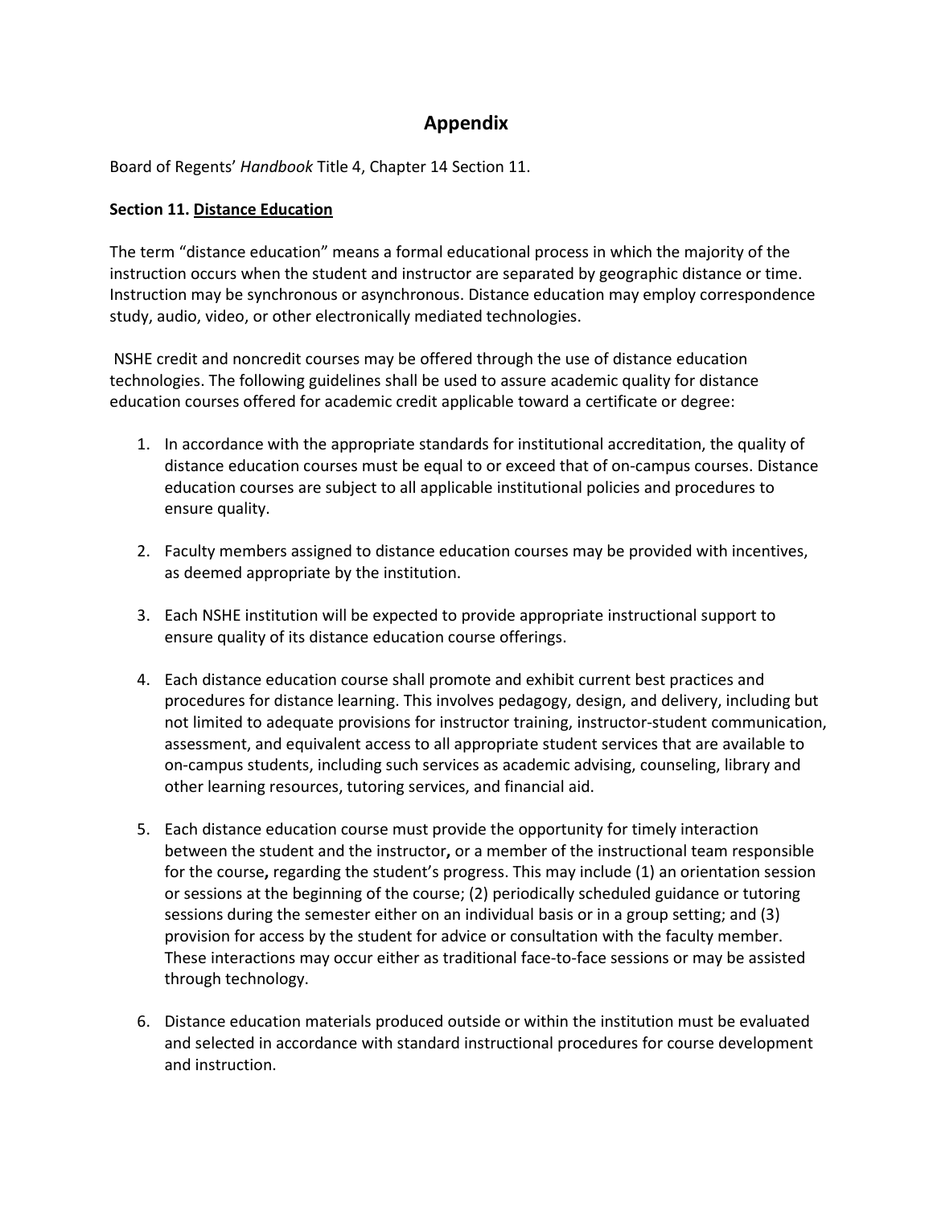# Appendix

Board of Regents' *Handbook* Title 4, Chapter 14 Section 11.

**Section 11. <u>Distance Education</u>**

The term "distance education" means a formal educational process in which the majority of the instruction occurs when the student and instructor are separated by geographic distance or time. Instruction may be synchronous or asynchronous. Distance education may employ correspondence study, audio, video, or other electronically mediated technologies.

NSHE credit and noncredit courses may be offered through the use of distance education technologies. The following guidelines shall be used to assure academic quality for distance education courses offered for academic credit applicable toward a certificate or degree:

1. In accordance with the appropriate standards for institutional accreditation, the quality of distance education courses must be equal to or exceed that of on-campus courses. Distance education courses are subject to all applicable institutional policies and procedures to ensure quality.

2. Faculty members assigned to distance education courses may be provided with incentives, as deemed appropriate by the institution.

3. Each NSHE institution will be expected to provide appropriate instructional support to ensure quality of its distance education course offerings.

4. Each distance education course shall promote and exhibit current best practices and procedures for distance learning. This involves pedagogy, design, and delivery, including but not limited to adequate provisions for instructor training, instructor-student communication, assessment, and equivalent access to all appropriate student services that are available to on-campus students, including such services as academic advising, counseling, library and other learning resources, tutoring services, and financial aid.

5. Each distance education course must provide the opportunity for timely interaction between the student and the instructor**,** or a member of the instructional team responsible for the course**,** regarding the student's progress. This may include (1) an orientation session or sessions at the beginning of the course; (2) periodically scheduled guidance or tutoring sessions during the semester either on an individual basis or in a group setting; and (3) provision for access by the student for advice or consultation with the faculty member. These interactions may occur either as traditional face-to-face sessions or may be assisted through technology.

6. Distance education materials produced outside or within the institution must be evaluated and selected in accordance with standard instructional procedures for course development and instruction.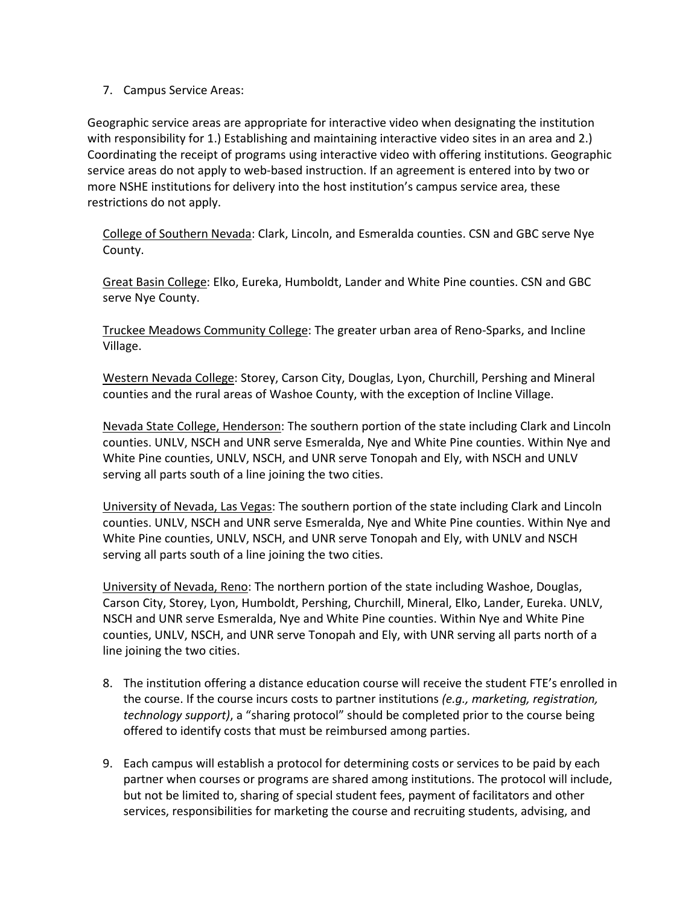7. Campus Service Areas:

Geographic service areas are appropriate for interactive video when designating the institution with responsibility for 1.) Establishing and maintaining interactive video sites in an area and 2.) Coordinating the receipt of programs using interactive video with offering institutions. Geographic service areas do not apply to web-based instruction. If an agreement is entered into by two or more NSHE institutions for delivery into the host institution's campus service area, these restrictions do not apply.

<u>College of Southern Nevada</u>: Clark, Lincoln, and Esmeralda counties. CSN and GBC serve Nye County.

<u>Great Basin College</u>: Elko, Eureka, Humboldt, Lander and White Pine counties. CSN and GBC serve Nye County.

<u>Truckee Meadows Community College</u>: The greater urban area of Reno-Sparks, and Incline Village.

<u>Western Nevada College</u>: Storey, Carson City, Douglas, Lyon, Churchill, Pershing and Mineral counties and the rural areas of Washoe County, with the exception of Incline Village.

<u>Nevada State College, Henderson</u>: The southern portion of the state including Clark and Lincoln counties. UNLV, NSCH and UNR serve Esmeralda, Nye and White Pine counties. Within Nye and White Pine counties, UNLV, NSCH, and UNR serve Tonopah and Ely, with NSCH and UNLV serving all parts south of a line joining the two cities.

<u>University of Nevada, Las Vegas</u>: The southern portion of the state including Clark and Lincoln counties. UNLV, NSCH and UNR serve Esmeralda, Nye and White Pine counties. Within Nye and White Pine counties, UNLV, NSCH, and UNR serve Tonopah and Ely, with UNLV and NSCH serving all parts south of a line joining the two cities.

<u>University of Nevada, Reno</u>: The northern portion of the state including Washoe, Douglas, Carson City, Storey, Lyon, Humboldt, Pershing, Churchill, Mineral, Elko, Lander, Eureka. UNLV, NSCH and UNR serve Esmeralda, Nye and White Pine counties. Within Nye and White Pine counties, UNLV, NSCH, and UNR serve Tonopah and Ely, with UNR serving all parts north of a line joining the two cities.

8. The institution offering a distance education course will receive the student FTE's enrolled in the course. If the course incurs costs to partner institutions *(e.g., marketing, registration, technology support)*, a "sharing protocol" should be completed prior to the course being offered to identify costs that must be reimbursed among parties.

9. Each campus will establish a protocol for determining costs or services to be paid by each partner when courses or programs are shared among institutions. The protocol will include, but not be limited to, sharing of special student fees, payment of facilitators and other services, responsibilities for marketing the course and recruiting students, advising, and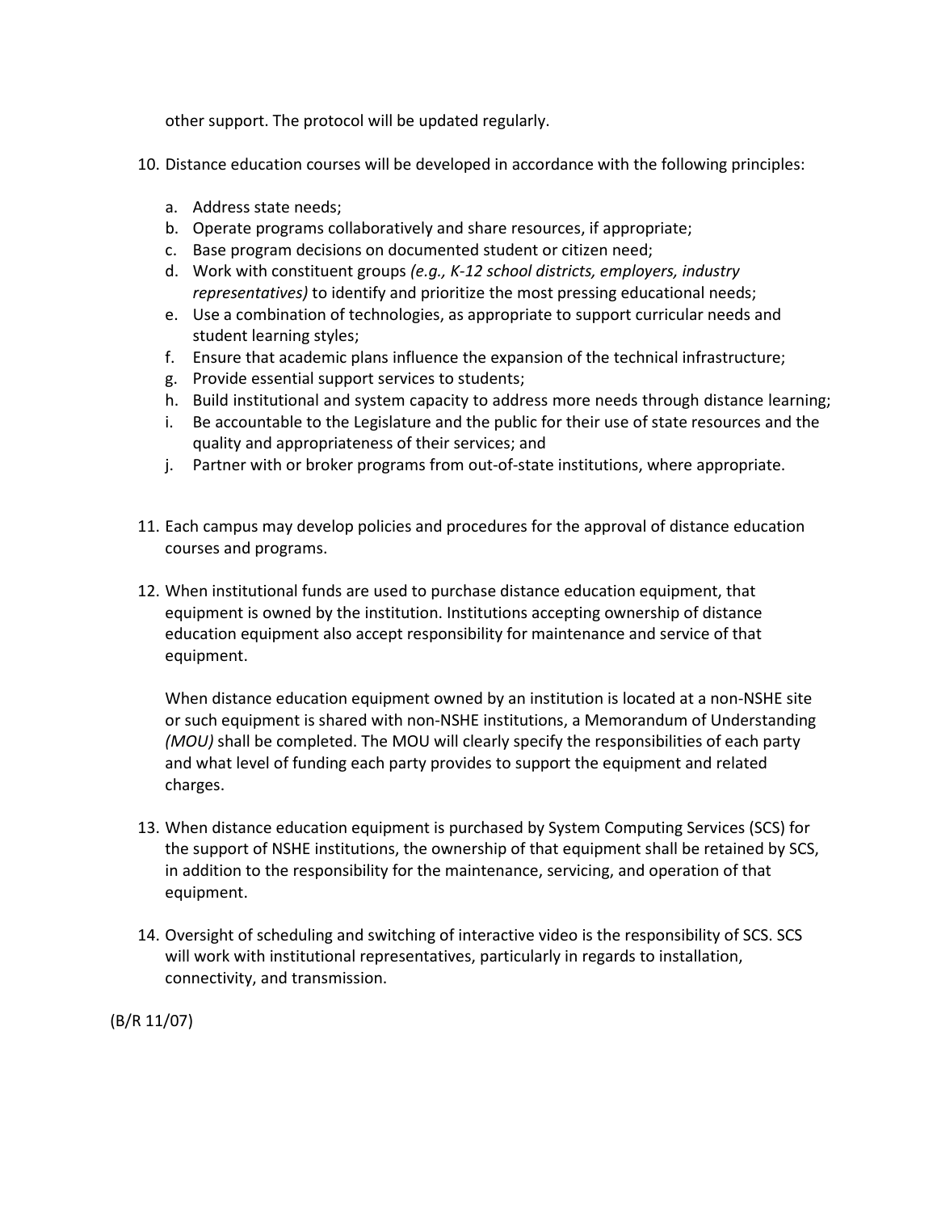other support. The protocol will be updated regularly.

10. Distance education courses will be developed in accordance with the following principles:

    a. Address state needs;
    b. Operate programs collaboratively and share resources, if appropriate;
    c. Base program decisions on documented student or citizen need;
    d. Work with constituent groups *(e.g., K-12 school districts, employers, industry representatives)* to identify and prioritize the most pressing educational needs;
    e. Use a combination of technologies, as appropriate to support curricular needs and student learning styles;
    f. Ensure that academic plans influence the expansion of the technical infrastructure;
    g. Provide essential support services to students;
    h. Build institutional and system capacity to address more needs through distance learning;
    i. Be accountable to the Legislature and the public for their use of state resources and the quality and appropriateness of their services; and
    j. Partner with or broker programs from out-of-state institutions, where appropriate.

11. Each campus may develop policies and procedures for the approval of distance education courses and programs.

12. When institutional funds are used to purchase distance education equipment, that equipment is owned by the institution. Institutions accepting ownership of distance education equipment also accept responsibility for maintenance and service of that equipment.

    When distance education equipment owned by an institution is located at a non-NSHE site or such equipment is shared with non-NSHE institutions, a Memorandum of Understanding *(MOU)* shall be completed. The MOU will clearly specify the responsibilities of each party and what level of funding each party provides to support the equipment and related charges.

13. When distance education equipment is purchased by System Computing Services (SCS) for the support of NSHE institutions, the ownership of that equipment shall be retained by SCS, in addition to the responsibility for the maintenance, servicing, and operation of that equipment.

14. Oversight of scheduling and switching of interactive video is the responsibility of SCS. SCS will work with institutional representatives, particularly in regards to installation, connectivity, and transmission.

(B/R 11/07)